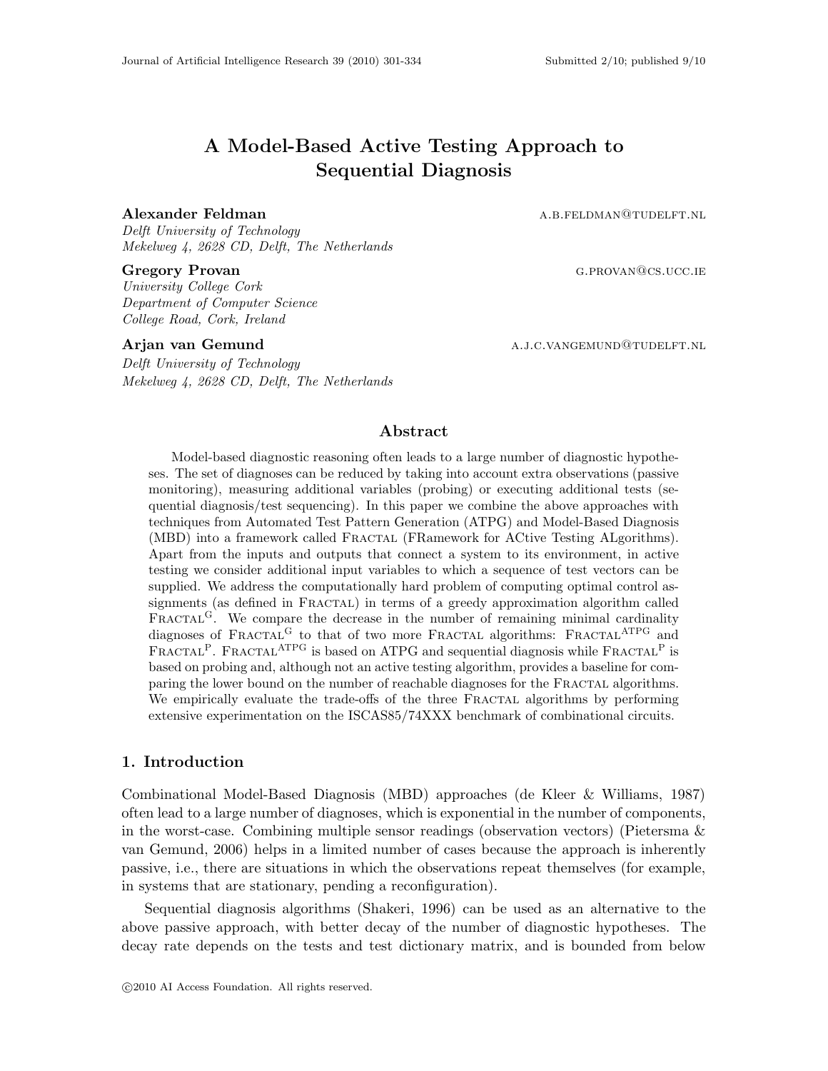# A Model-Based Active Testing Approach to Sequential Diagnosis

**Alexander Feldman** A.B.FELDMAN@TUDELFT.NL
*Delft University of Technology*
*Mekelweg 4, 2628 CD, Delft, The Netherlands*

**Gregory Provan** G.PROVAN@CS.UCC.IE
*University College Cork*
*Department of Computer Science*
*College Road, Cork, Ireland*

**Arjan van Gemund** A.J.C.VANGEMUND@TUDELFT.NL
*Delft University of Technology*
*Mekelweg 4, 2628 CD, Delft, The Netherlands*

## Abstract

Model-based diagnostic reasoning often leads to a large number of diagnostic hypotheses. The set of diagnoses can be reduced by taking into account extra observations (passive monitoring), measuring additional variables (probing) or executing additional tests (sequential diagnosis/test sequencing). In this paper we combine the above approaches with techniques from Automated Test Pattern Generation (ATPG) and Model-Based Diagnosis (MBD) into a framework called FRACTAL (FRamework for ACtive Testing ALgorithms). Apart from the inputs and outputs that connect a system to its environment, in active testing we consider additional input variables to which a sequence of test vectors can be supplied. We address the computationally hard problem of computing optimal control assignments (as defined in FRACTAL) in terms of a greedy approximation algorithm called FRACTAL$^{\text{G}}$. We compare the decrease in the number of remaining minimal cardinality diagnoses of FRACTAL$^{\text{G}}$ to that of two more FRACTAL algorithms: FRACTAL$^{\text{ATPG}}$ and FRACTAL$^{\text{P}}$. FRACTAL$^{\text{ATPG}}$ is based on ATPG and sequential diagnosis while FRACTAL$^{\text{P}}$ is based on probing and, although not an active testing algorithm, provides a baseline for comparing the lower bound on the number of reachable diagnoses for the FRACTAL algorithms. We empirically evaluate the trade-offs of the three FRACTAL algorithms by performing extensive experimentation on the ISCAS85/74XXX benchmark of combinational circuits.

## 1. Introduction

Combinational Model-Based Diagnosis (MBD) approaches (de Kleer & Williams, 1987) often lead to a large number of diagnoses, which is exponential in the number of components, in the worst-case. Combining multiple sensor readings (observation vectors) (Pietersma & van Gemund, 2006) helps in a limited number of cases because the approach is inherently passive, i.e., there are situations in which the observations repeat themselves (for example, in systems that are stationary, pending a reconfiguration).

Sequential diagnosis algorithms (Shakeri, 1996) can be used as an alternative to the above passive approach, with better decay of the number of diagnostic hypotheses. The decay rate depends on the tests and test dictionary matrix, and is bounded from below

©2010 AI Access Foundation. All rights reserved.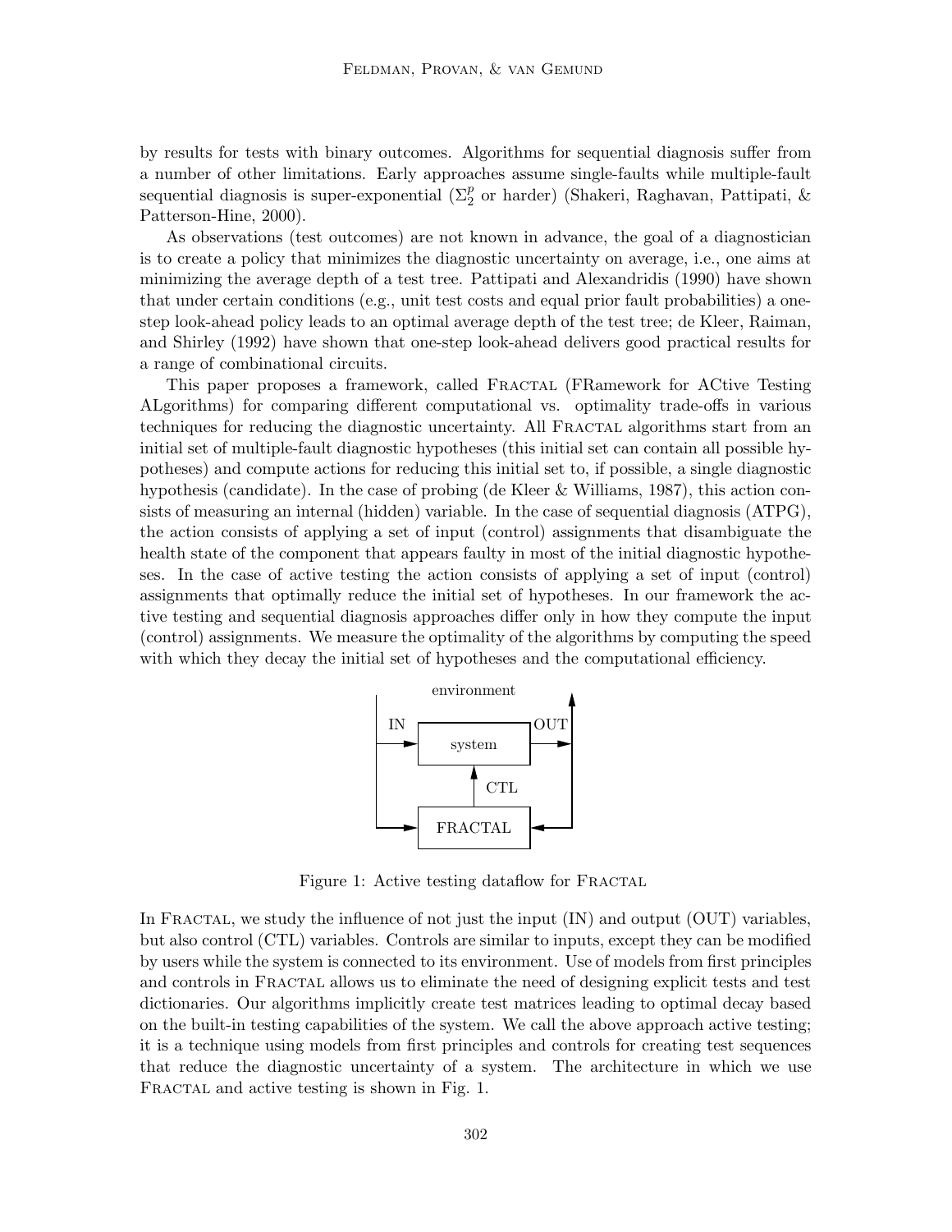by results for tests with binary outcomes. Algorithms for sequential diagnosis suffer from a number of other limitations. Early approaches assume single-faults while multiple-fault sequential diagnosis is super-exponential ($\Sigma_2^p$ or harder) (Shakeri, Raghavan, Pattipati, & Patterson-Hine, 2000).

As observations (test outcomes) are not known in advance, the goal of a diagnostician is to create a policy that minimizes the diagnostic uncertainty on average, i.e., one aims at minimizing the average depth of a test tree. Pattipati and Alexandridis (1990) have shown that under certain conditions (e.g., unit test costs and equal prior fault probabilities) a one-step look-ahead policy leads to an optimal average depth of the test tree; de Kleer, Raiman, and Shirley (1992) have shown that one-step look-ahead delivers good practical results for a range of combinational circuits.

This paper proposes a framework, called FRACTAL (FRamework for ACtive Testing ALgorithms) for comparing different computational vs. optimality trade-offs in various techniques for reducing the diagnostic uncertainty. All FRACTAL algorithms start from an initial set of multiple-fault diagnostic hypotheses (this initial set can contain all possible hypotheses) and compute actions for reducing this initial set to, if possible, a single diagnostic hypothesis (candidate). In the case of probing (de Kleer & Williams, 1987), this action consists of measuring an internal (hidden) variable. In the case of sequential diagnosis (ATPG), the action consists of applying a set of input (control) assignments that disambiguate the health state of the component that appears faulty in most of the initial diagnostic hypotheses. In the case of active testing the action consists of applying a set of input (control) assignments that optimally reduce the initial set of hypotheses. In our framework the active testing and sequential diagnosis approaches differ only in how they compute the input (control) assignments. We measure the optimality of the algorithms by computing the speed with which they decay the initial set of hypotheses and the computational efficiency.

Figure 1: Active testing dataflow for FRACTAL

In FRACTAL, we study the influence of not just the input (IN) and output (OUT) variables, but also control (CTL) variables. Controls are similar to inputs, except they can be modified by users while the system is connected to its environment. Use of models from first principles and controls in FRACTAL allows us to eliminate the need of designing explicit tests and test dictionaries. Our algorithms implicitly create test matrices leading to optimal decay based on the built-in testing capabilities of the system. We call the above approach active testing; it is a technique using models from first principles and controls for creating test sequences that reduce the diagnostic uncertainty of a system. The architecture in which we use FRACTAL and active testing is shown in Fig. 1.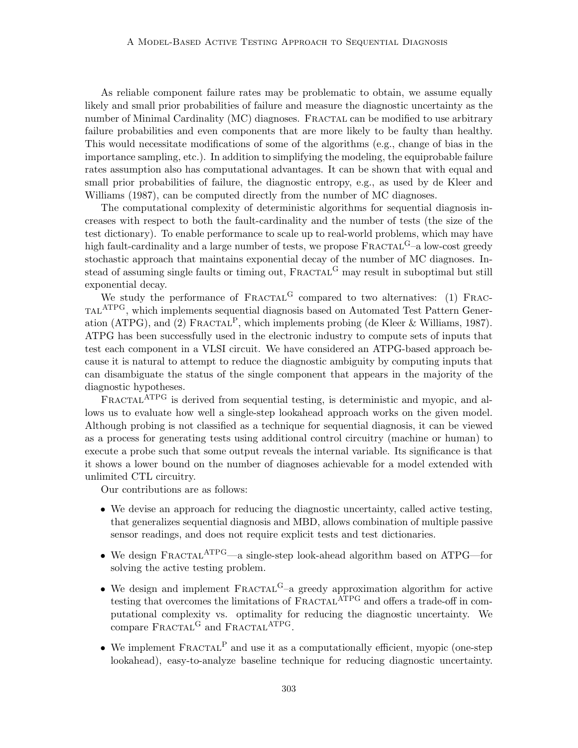As reliable component failure rates may be problematic to obtain, we assume equally likely and small prior probabilities of failure and measure the diagnostic uncertainty as the number of Minimal Cardinality (MC) diagnoses. FRACTAL can be modified to use arbitrary failure probabilities and even components that are more likely to be faulty than healthy. This would necessitate modifications of some of the algorithms (e.g., change of bias in the importance sampling, etc.). In addition to simplifying the modeling, the equiprobable failure rates assumption also has computational advantages. It can be shown that with equal and small prior probabilities of failure, the diagnostic entropy, e.g., as used by de Kleer and Williams (1987), can be computed directly from the number of MC diagnoses.

The computational complexity of deterministic algorithms for sequential diagnosis increases with respect to both the fault-cardinality and the number of tests (the size of the test dictionary). To enable performance to scale up to real-world problems, which may have high fault-cardinality and a large number of tests, we propose $\text{FRACTAL}^{\text{G}}$–a low-cost greedy stochastic approach that maintains exponential decay of the number of MC diagnoses. Instead of assuming single faults or timing out, $\text{FRACTAL}^{\text{G}}$ may result in suboptimal but still exponential decay.

We study the performance of $\text{FRACTAL}^{\text{G}}$ compared to two alternatives: (1) $\text{FRACTAL}^{\text{ATPG}}$, which implements sequential diagnosis based on Automated Test Pattern Generation (ATPG), and (2) $\text{FRACTAL}^{\text{P}}$, which implements probing (de Kleer & Williams, 1987). ATPG has been successfully used in the electronic industry to compute sets of inputs that test each component in a VLSI circuit. We have considered an ATPG-based approach because it is natural to attempt to reduce the diagnostic ambiguity by computing inputs that can disambiguate the status of the single component that appears in the majority of the diagnostic hypotheses.

$\text{FRACTAL}^{\text{ATPG}}$ is derived from sequential testing, is deterministic and myopic, and allows us to evaluate how well a single-step lookahead approach works on the given model. Although probing is not classified as a technique for sequential diagnosis, it can be viewed as a process for generating tests using additional control circuitry (machine or human) to execute a probe such that some output reveals the internal variable. Its significance is that it shows a lower bound on the number of diagnoses achievable for a model extended with unlimited CTL circuitry.

Our contributions are as follows:

- We devise an approach for reducing the diagnostic uncertainty, called active testing, that generalizes sequential diagnosis and MBD, allows combination of multiple passive sensor readings, and does not require explicit tests and test dictionaries.
- We design $\text{FRACTAL}^{\text{ATPG}}$—a single-step look-ahead algorithm based on ATPG—for solving the active testing problem.
- We design and implement $\text{FRACTAL}^{\text{G}}$–a greedy approximation algorithm for active testing that overcomes the limitations of $\text{FRACTAL}^{\text{ATPG}}$ and offers a trade-off in computational complexity vs. optimality for reducing the diagnostic uncertainty. We compare $\text{FRACTAL}^{\text{G}}$ and $\text{FRACTAL}^{\text{ATPG}}$.
- We implement $\text{FRACTAL}^{\text{P}}$ and use it as a computationally efficient, myopic (one-step lookahead), easy-to-analyze baseline technique for reducing diagnostic uncertainty.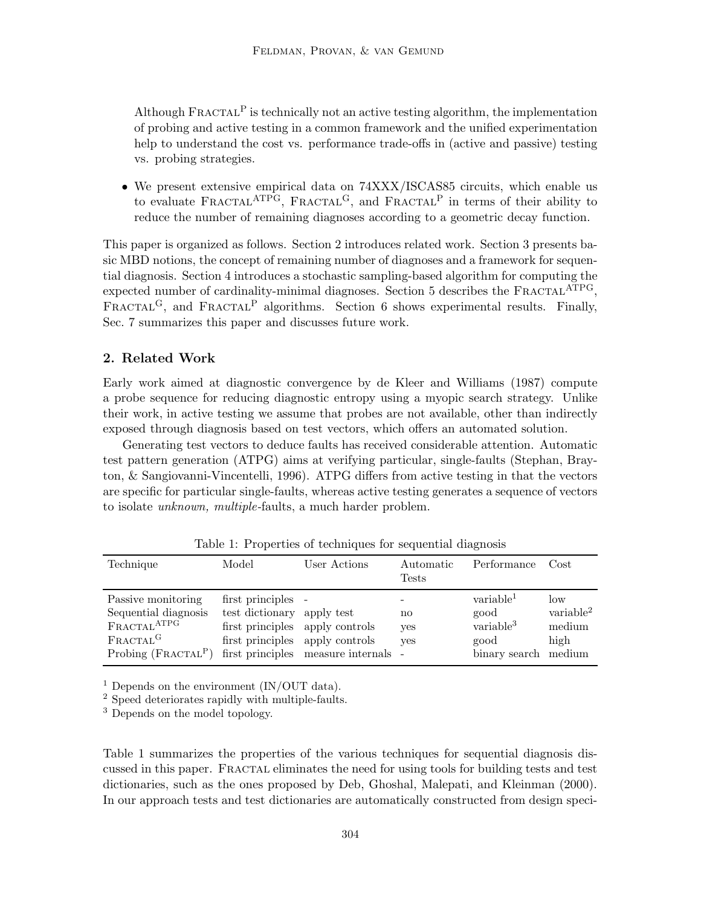Although FRACTAL$^{P}$ is technically not an active testing algorithm, the implementation of probing and active testing in a common framework and the unified experimentation help to understand the cost vs. performance trade-offs in (active and passive) testing vs. probing strategies.

- We present extensive empirical data on 74XXX/ISCAS85 circuits, which enable us to evaluate FRACTAL$^{ATPG}$, FRACTAL$^{G}$, and FRACTAL$^{P}$ in terms of their ability to reduce the number of remaining diagnoses according to a geometric decay function.

This paper is organized as follows. Section 2 introduces related work. Section 3 presents basic MBD notions, the concept of remaining number of diagnoses and a framework for sequential diagnosis. Section 4 introduces a stochastic sampling-based algorithm for computing the expected number of cardinality-minimal diagnoses. Section 5 describes the FRACTAL$^{ATPG}$, FRACTAL$^{G}$, and FRACTAL$^{P}$ algorithms. Section 6 shows experimental results. Finally, Sec. 7 summarizes this paper and discusses future work.

## 2. Related Work

Early work aimed at diagnostic convergence by de Kleer and Williams (1987) compute a probe sequence for reducing diagnostic entropy using a myopic search strategy. Unlike their work, in active testing we assume that probes are not available, other than indirectly exposed through diagnosis based on test vectors, which offers an automated solution.

Generating test vectors to deduce faults has received considerable attention. Automatic test pattern generation (ATPG) aims at verifying particular, single-faults (Stephan, Brayton, & Sangiovanni-Vincentelli, 1996). ATPG differs from active testing in that the vectors are specific for particular single-faults, whereas active testing generates a sequence of vectors to isolate *unknown, multiple*-faults, a much harder problem.

Table 1: Properties of techniques for sequential diagnosis

| Technique | Model | User Actions | Automatic Tests | Performance | Cost |
|---|---|---|---|---|---|
| Passive monitoring | first principles | - | - | variable[1] | low |
| Sequential diagnosis | test dictionary | apply test | no | good | variable[2] |
| FRACTAL$^{ATPG}$ | first principles | apply controls | yes | variable[3] | medium |
| FRACTAL$^{G}$ | first principles | apply controls | yes | good | high |
| Probing (FRACTAL$^{P}$) | first principles | measure internals | - | binary search | medium |

[1] Depends on the environment (IN/OUT data).
[2] Speed deteriorates rapidly with multiple-faults.
[3] Depends on the model topology.

Table 1 summarizes the properties of the various techniques for sequential diagnosis discussed in this paper. FRACTAL eliminates the need for using tools for building tests and test dictionaries, such as the ones proposed by Deb, Ghoshal, Malepati, and Kleinman (2000). In our approach tests and test dictionaries are automatically constructed from design speci-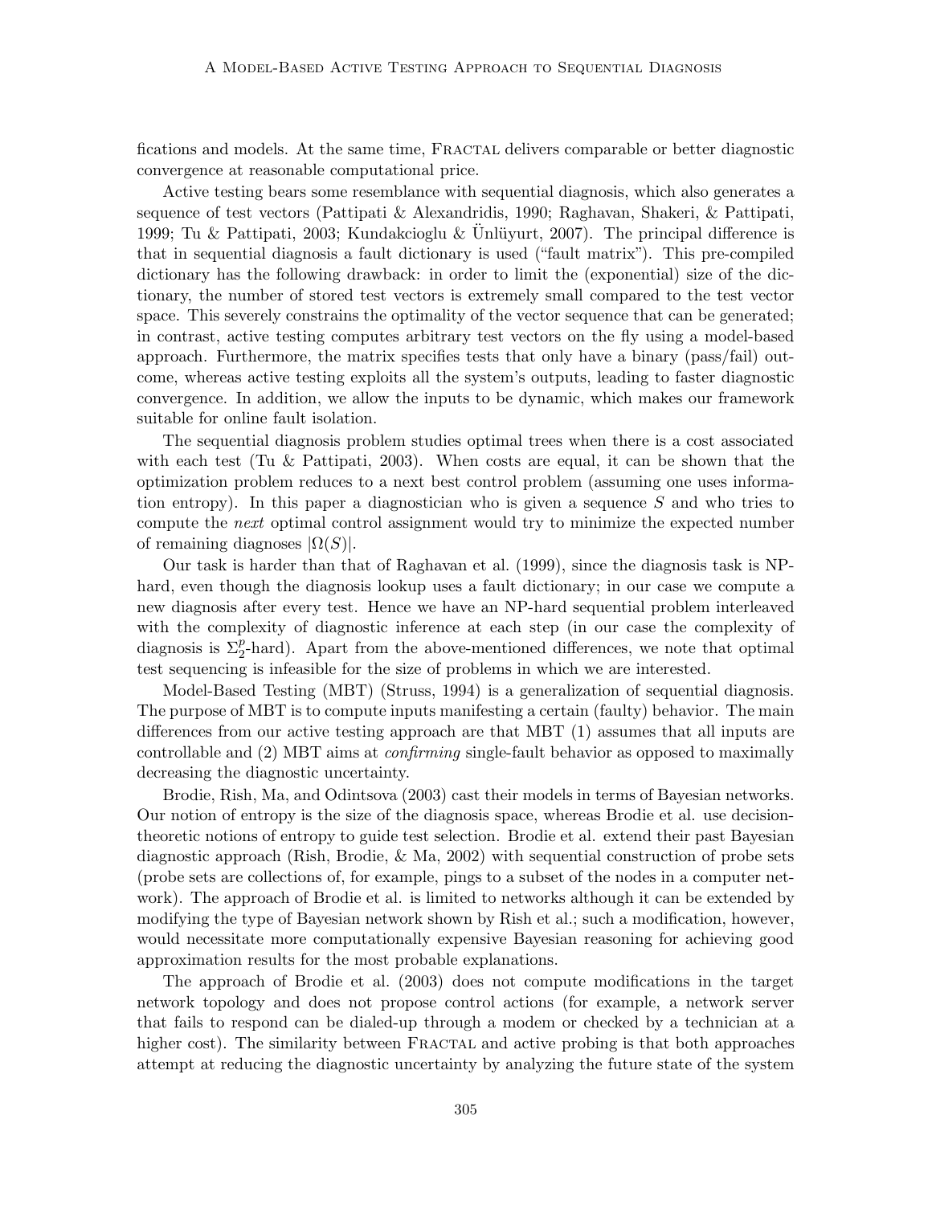fications and models. At the same time, FRACTAL delivers comparable or better diagnostic convergence at reasonable computational price.

Active testing bears some resemblance with sequential diagnosis, which also generates a sequence of test vectors (Pattipati & Alexandridis, 1990; Raghavan, Shakeri, & Pattipati, 1999; Tu & Pattipati, 2003; Kundakcioglu & Ünlüyurt, 2007). The principal difference is that in sequential diagnosis a fault dictionary is used ("fault matrix"). This pre-compiled dictionary has the following drawback: in order to limit the (exponential) size of the dictionary, the number of stored test vectors is extremely small compared to the test vector space. This severely constrains the optimality of the vector sequence that can be generated; in contrast, active testing computes arbitrary test vectors on the fly using a model-based approach. Furthermore, the matrix specifies tests that only have a binary (pass/fail) outcome, whereas active testing exploits all the system's outputs, leading to faster diagnostic convergence. In addition, we allow the inputs to be dynamic, which makes our framework suitable for online fault isolation.

The sequential diagnosis problem studies optimal trees when there is a cost associated with each test (Tu & Pattipati, 2003). When costs are equal, it can be shown that the optimization problem reduces to a next best control problem (assuming one uses information entropy). In this paper a diagnostician who is given a sequence $S$ and who tries to compute the *next* optimal control assignment would try to minimize the expected number of remaining diagnoses $|\Omega(S)|$.

Our task is harder than that of Raghavan et al. (1999), since the diagnosis task is NP-hard, even though the diagnosis lookup uses a fault dictionary; in our case we compute a new diagnosis after every test. Hence we have an NP-hard sequential problem interleaved with the complexity of diagnostic inference at each step (in our case the complexity of diagnosis is $\Sigma_2^p$-hard). Apart from the above-mentioned differences, we note that optimal test sequencing is infeasible for the size of problems in which we are interested.

Model-Based Testing (MBT) (Struss, 1994) is a generalization of sequential diagnosis. The purpose of MBT is to compute inputs manifesting a certain (faulty) behavior. The main differences from our active testing approach are that MBT (1) assumes that all inputs are controllable and (2) MBT aims at *confirming* single-fault behavior as opposed to maximally decreasing the diagnostic uncertainty.

Brodie, Rish, Ma, and Odintsova (2003) cast their models in terms of Bayesian networks. Our notion of entropy is the size of the diagnosis space, whereas Brodie et al. use decision-theoretic notions of entropy to guide test selection. Brodie et al. extend their past Bayesian diagnostic approach (Rish, Brodie, & Ma, 2002) with sequential construction of probe sets (probe sets are collections of, for example, pings to a subset of the nodes in a computer network). The approach of Brodie et al. is limited to networks although it can be extended by modifying the type of Bayesian network shown by Rish et al.; such a modification, however, would necessitate more computationally expensive Bayesian reasoning for achieving good approximation results for the most probable explanations.

The approach of Brodie et al. (2003) does not compute modifications in the target network topology and does not propose control actions (for example, a network server that fails to respond can be dialed-up through a modem or checked by a technician at a higher cost). The similarity between FRACTAL and active probing is that both approaches attempt at reducing the diagnostic uncertainty by analyzing the future state of the system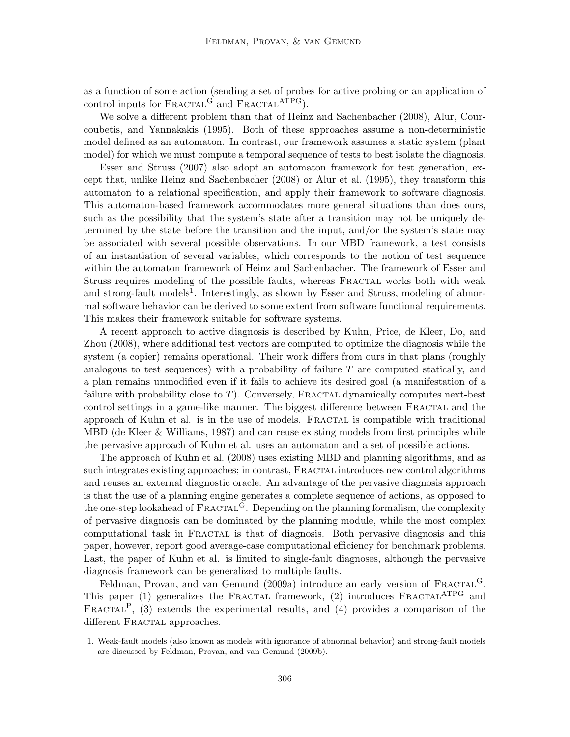as a function of some action (sending a set of probes for active probing or an application of control inputs for FRACTAL$^{G}$ and FRACTAL$^{ATPG}$).

We solve a different problem than that of Heinz and Sachenbacher (2008), Alur, Courcoubetis, and Yannakakis (1995). Both of these approaches assume a non-deterministic model defined as an automaton. In contrast, our framework assumes a static system (plant model) for which we must compute a temporal sequence of tests to best isolate the diagnosis.

Esser and Struss (2007) also adopt an automaton framework for test generation, except that, unlike Heinz and Sachenbacher (2008) or Alur et al. (1995), they transform this automaton to a relational specification, and apply their framework to software diagnosis. This automaton-based framework accommodates more general situations than does ours, such as the possibility that the system's state after a transition may not be uniquely determined by the state before the transition and the input, and/or the system's state may be associated with several possible observations. In our MBD framework, a test consists of an instantiation of several variables, which corresponds to the notion of test sequence within the automaton framework of Heinz and Sachenbacher. The framework of Esser and Struss requires modeling of the possible faults, whereas FRACTAL works both with weak and strong-fault models[1]. Interestingly, as shown by Esser and Struss, modeling of abnormal software behavior can be derived to some extent from software functional requirements. This makes their framework suitable for software systems.

A recent approach to active diagnosis is described by Kuhn, Price, de Kleer, Do, and Zhou (2008), where additional test vectors are computed to optimize the diagnosis while the system (a copier) remains operational. Their work differs from ours in that plans (roughly analogous to test sequences) with a probability of failure $T$ are computed statically, and a plan remains unmodified even if it fails to achieve its desired goal (a manifestation of a failure with probability close to $T$). Conversely, FRACTAL dynamically computes next-best control settings in a game-like manner. The biggest difference between FRACTAL and the approach of Kuhn et al. is in the use of models. FRACTAL is compatible with traditional MBD (de Kleer & Williams, 1987) and can reuse existing models from first principles while the pervasive approach of Kuhn et al. uses an automaton and a set of possible actions.

The approach of Kuhn et al. (2008) uses existing MBD and planning algorithms, and as such integrates existing approaches; in contrast, FRACTAL introduces new control algorithms and reuses an external diagnostic oracle. An advantage of the pervasive diagnosis approach is that the use of a planning engine generates a complete sequence of actions, as opposed to the one-step lookahead of FRACTAL$^{G}$. Depending on the planning formalism, the complexity of pervasive diagnosis can be dominated by the planning module, while the most complex computational task in FRACTAL is that of diagnosis. Both pervasive diagnosis and this paper, however, report good average-case computational efficiency for benchmark problems. Last, the paper of Kuhn et al. is limited to single-fault diagnoses, although the pervasive diagnosis framework can be generalized to multiple faults.

Feldman, Provan, and van Gemund (2009a) introduce an early version of FRACTAL$^{G}$. This paper (1) generalizes the FRACTAL framework, (2) introduces FRACTAL$^{ATPG}$ and FRACTAL$^{P}$, (3) extends the experimental results, and (4) provides a comparison of the different FRACTAL approaches.

1. Weak-fault models (also known as models with ignorance of abnormal behavior) and strong-fault models are discussed by Feldman, Provan, and van Gemund (2009b).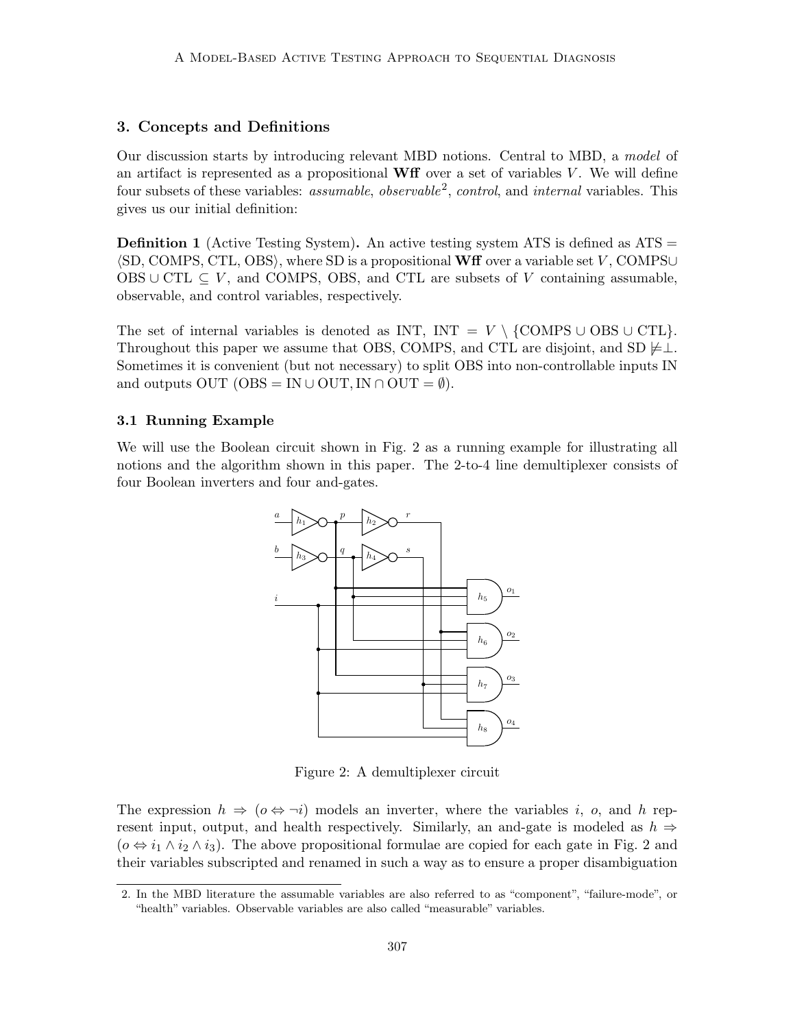## 3. Concepts and Definitions

Our discussion starts by introducing relevant MBD notions. Central to MBD, a *model* of an artifact is represented as a propositional **Wff** over a set of variables $V$. We will define four subsets of these variables: *assumable*, *observable*[2], *control*, and *internal* variables. This gives us our initial definition:

**Definition 1** (Active Testing System)**.** An active testing system ATS is defined as ATS $=$ $\langle$SD, COMPS, CTL, OBS$\rangle$, where SD is a propositional **Wff** over a variable set $V$, COMPS$\cup$ OBS $\cup$ CTL $\subseteq V$, and COMPS, OBS, and CTL are subsets of $V$ containing assumable, observable, and control variables, respectively.

The set of internal variables is denoted as INT, INT $= V \setminus \{$COMPS $\cup$ OBS $\cup$ CTL$\}$. Throughout this paper we assume that OBS, COMPS, and CTL are disjoint, and SD $\not\models \perp$. Sometimes it is convenient (but not necessary) to split OBS into non-controllable inputs IN and outputs OUT (OBS $=$ IN $\cup$ OUT, IN $\cap$ OUT $= \emptyset$).

### 3.1 Running Example

We will use the Boolean circuit shown in Fig. 2 as a running example for illustrating all notions and the algorithm shown in this paper. The 2-to-4 line demultiplexer consists of four Boolean inverters and four and-gates.

Figure 2: A demultiplexer circuit

The expression $h \Rightarrow (o \Leftrightarrow \neg i)$ models an inverter, where the variables $i$, $o$, and $h$ represent input, output, and health respectively. Similarly, an and-gate is modeled as $h \Rightarrow (o \Leftrightarrow i_1 \wedge i_2 \wedge i_3)$. The above propositional formulae are copied for each gate in Fig. 2 and their variables subscripted and renamed in such a way as to ensure a proper disambiguation

2. In the MBD literature the assumable variables are also referred to as "component", "failure-mode", or "health" variables. Observable variables are also called "measurable" variables.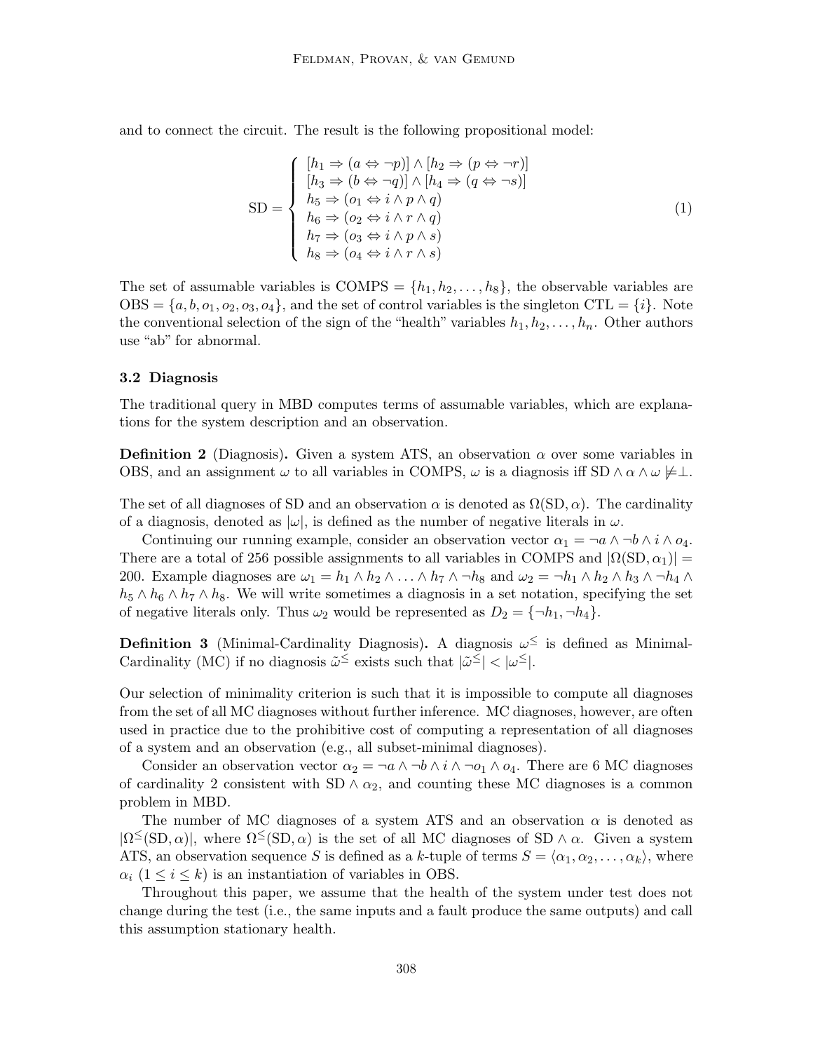and to connect the circuit. The result is the following propositional model:

$$
\mathrm{SD} = \begin{cases} [h_1 \Rightarrow (a \Leftrightarrow \neg p)] \wedge [h_2 \Rightarrow (p \Leftrightarrow \neg r)] \\ [h_3 \Rightarrow (b \Leftrightarrow \neg q)] \wedge [h_4 \Rightarrow (q \Leftrightarrow \neg s)] \\ h_5 \Rightarrow (o_1 \Leftrightarrow i \wedge p \wedge q) \\ h_6 \Rightarrow (o_2 \Leftrightarrow i \wedge r \wedge q) \\ h_7 \Rightarrow (o_3 \Leftrightarrow i \wedge p \wedge s) \\ h_8 \Rightarrow (o_4 \Leftrightarrow i \wedge r \wedge s) \end{cases} \tag{1}
$$

The set of assumable variables is $\mathrm{COMPS} = \{h_1, h_2, \ldots, h_8\}$, the observable variables are $\mathrm{OBS} = \{a, b, o_1, o_2, o_3, o_4\}$, and the set of control variables is the singleton $\mathrm{CTL} = \{i\}$. Note the conventional selection of the sign of the "health" variables $h_1, h_2, \ldots, h_n$. Other authors use "ab" for abnormal.

### 3.2 Diagnosis

The traditional query in MBD computes terms of assumable variables, which are explanations for the system description and an observation.

**Definition 2** (Diagnosis)**.** Given a system ATS, an observation $\alpha$ over some variables in OBS, and an assignment $\omega$ to all variables in COMPS, $\omega$ is a diagnosis iff $\mathrm{SD} \wedge \alpha \wedge \omega \not\models \perp$.

The set of all diagnoses of SD and an observation $\alpha$ is denoted as $\Omega(\mathrm{SD}, \alpha)$. The cardinality of a diagnosis, denoted as $|\omega|$, is defined as the number of negative literals in $\omega$.

Continuing our running example, consider an observation vector $\alpha_1 = \neg a \wedge \neg b \wedge i \wedge o_4$. There are a total of 256 possible assignments to all variables in COMPS and $|\Omega(\mathrm{SD}, \alpha_1)| = 200$. Example diagnoses are $\omega_1 = h_1 \wedge h_2 \wedge \ldots \wedge h_7 \wedge \neg h_8$ and $\omega_2 = \neg h_1 \wedge h_2 \wedge h_3 \wedge \neg h_4 \wedge h_5 \wedge h_6 \wedge h_7 \wedge h_8$. We will write sometimes a diagnosis in a set notation, specifying the set of negative literals only. Thus $\omega_2$ would be represented as $D_2 = \{\neg h_1, \neg h_4\}$.

**Definition 3** (Minimal-Cardinality Diagnosis)**.** A diagnosis $\omega^{\leq}$ is defined as Minimal-Cardinality (MC) if no diagnosis $\tilde{\omega}^{\leq}$ exists such that $|\tilde{\omega}^{\leq}| < |\omega^{\leq}|$.

Our selection of minimality criterion is such that it is impossible to compute all diagnoses from the set of all MC diagnoses without further inference. MC diagnoses, however, are often used in practice due to the prohibitive cost of computing a representation of all diagnoses of a system and an observation (e.g., all subset-minimal diagnoses).

Consider an observation vector $\alpha_2 = \neg a \wedge \neg b \wedge i \wedge \neg o_1 \wedge o_4$. There are 6 MC diagnoses of cardinality 2 consistent with $\mathrm{SD} \wedge \alpha_2$, and counting these MC diagnoses is a common problem in MBD.

The number of MC diagnoses of a system ATS and an observation $\alpha$ is denoted as $|\Omega^{\leq}(\mathrm{SD}, \alpha)|$, where $\Omega^{\leq}(\mathrm{SD}, \alpha)$ is the set of all MC diagnoses of $\mathrm{SD} \wedge \alpha$. Given a system ATS, an observation sequence $S$ is defined as a $k$-tuple of terms $S = \langle \alpha_1, \alpha_2, \ldots, \alpha_k \rangle$, where $\alpha_i$ ($1 \leq i \leq k$) is an instantiation of variables in OBS.

Throughout this paper, we assume that the health of the system under test does not change during the test (i.e., the same inputs and a fault produce the same outputs) and call this assumption stationary health.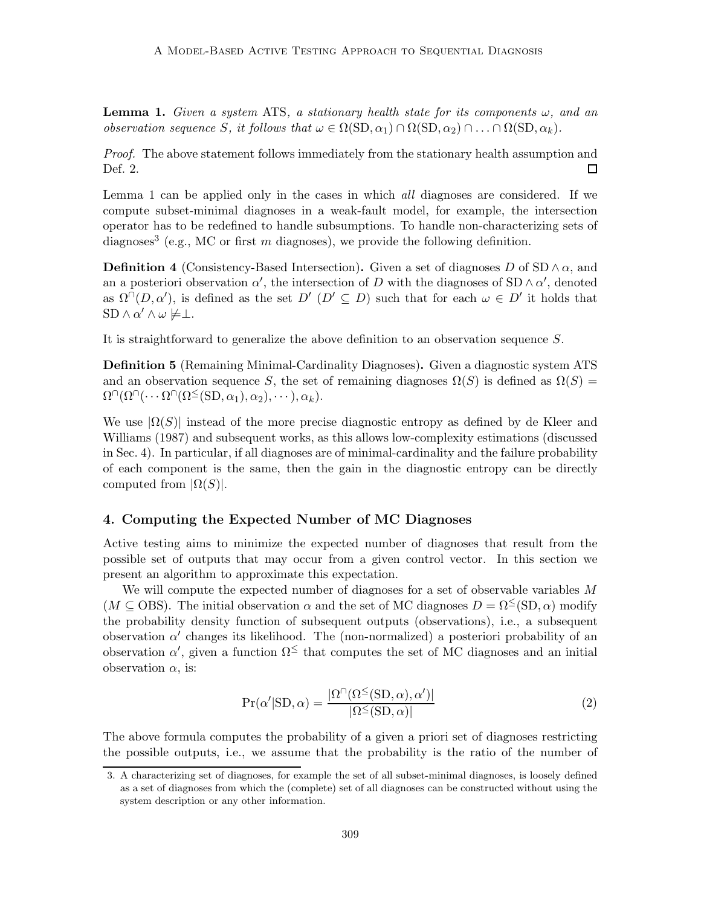**Lemma 1.** *Given a system* ATS*, a stationary health state for its components* $\omega$*, and an observation sequence* $S$*, it follows that* $\omega \in \Omega(\text{SD}, \alpha_1) \cap \Omega(\text{SD}, \alpha_2) \cap \ldots \cap \Omega(\text{SD}, \alpha_k)$.

*Proof.* The above statement follows immediately from the stationary health assumption and Def. 2. □

Lemma 1 can be applied only in the cases in which *all* diagnoses are considered. If we compute subset-minimal diagnoses in a weak-fault model, for example, the intersection operator has to be redefined to handle subsumptions. To handle non-characterizing sets of diagnoses[3] (e.g., MC or first $m$ diagnoses), we provide the following definition.

**Definition 4** (Consistency-Based Intersection)**.** Given a set of diagnoses $D$ of $\text{SD} \wedge \alpha$, and an a posteriori observation $\alpha'$, the intersection of $D$ with the diagnoses of $\text{SD} \wedge \alpha'$, denoted as $\Omega^{\cap}(D, \alpha')$, is defined as the set $D'$ ($D' \subseteq D$) such that for each $\omega \in D'$ it holds that $\text{SD} \wedge \alpha' \wedge \omega \not\models \bot$.

It is straightforward to generalize the above definition to an observation sequence $S$.

**Definition 5** (Remaining Minimal-Cardinality Diagnoses)**.** Given a diagnostic system ATS and an observation sequence $S$, the set of remaining diagnoses $\Omega(S)$ is defined as $\Omega(S) = \Omega^{\cap}(\Omega^{\cap}(\cdots \Omega^{\cap}(\Omega^{\leq}(\text{SD}, \alpha_1), \alpha_2), \cdots), \alpha_k)$.

We use $|\Omega(S)|$ instead of the more precise diagnostic entropy as defined by de Kleer and Williams (1987) and subsequent works, as this allows low-complexity estimations (discussed in Sec. 4). In particular, if all diagnoses are of minimal-cardinality and the failure probability of each component is the same, then the gain in the diagnostic entropy can be directly computed from $|\Omega(S)|$.

## 4. Computing the Expected Number of MC Diagnoses

Active testing aims to minimize the expected number of diagnoses that result from the possible set of outputs that may occur from a given control vector. In this section we present an algorithm to approximate this expectation.

We will compute the expected number of diagnoses for a set of observable variables $M$ ($M \subseteq \text{OBS}$). The initial observation $\alpha$ and the set of MC diagnoses $D = \Omega^{\leq}(\text{SD}, \alpha)$ modify the probability density function of subsequent outputs (observations), i.e., a subsequent observation $\alpha'$ changes its likelihood. The (non-normalized) a posteriori probability of an observation $\alpha'$, given a function $\Omega^{\leq}$ that computes the set of MC diagnoses and an initial observation $\alpha$, is:

$$\Pr(\alpha'|\text{SD}, \alpha) = \frac{|\Omega^{\cap}(\Omega^{\leq}(\text{SD}, \alpha), \alpha')|}{|\Omega^{\leq}(\text{SD}, \alpha)|} \tag{2}$$

The above formula computes the probability of a given a priori set of diagnoses restricting the possible outputs, i.e., we assume that the probability is the ratio of the number of

3. A characterizing set of diagnoses, for example the set of all subset-minimal diagnoses, is loosely defined as a set of diagnoses from which the (complete) set of all diagnoses can be constructed without using the system description or any other information.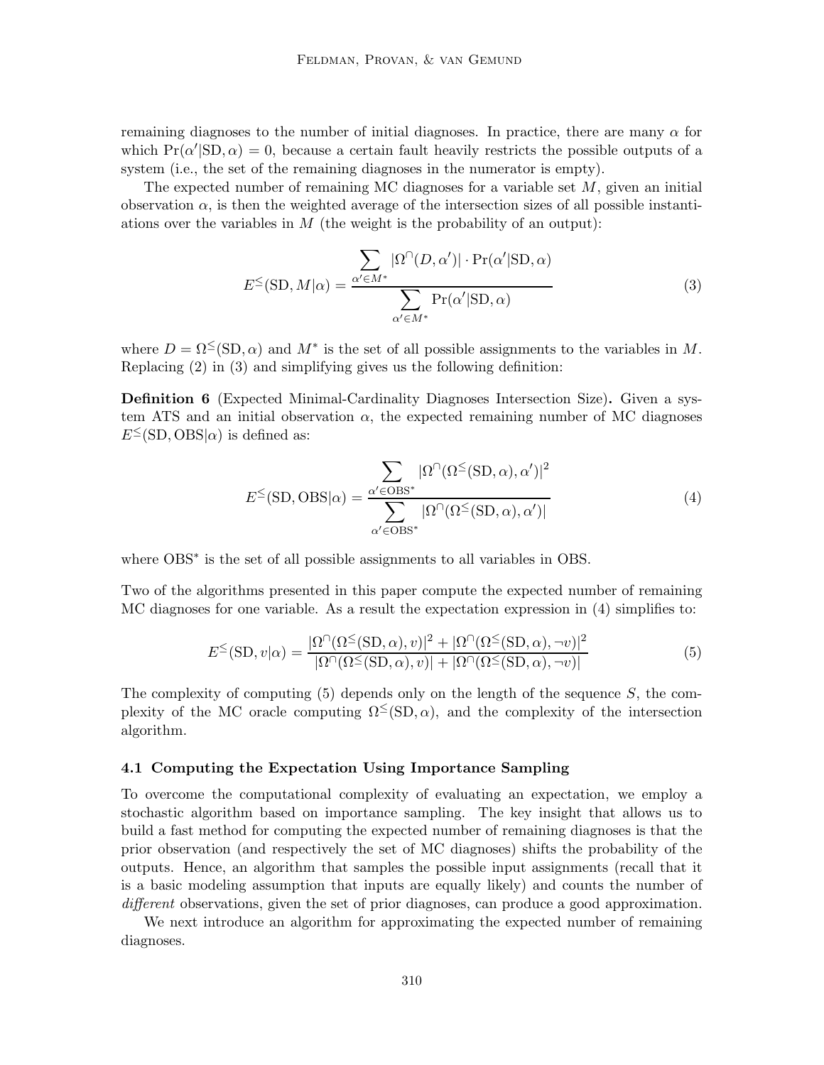remaining diagnoses to the number of initial diagnoses. In practice, there are many $\alpha$ for which $\Pr(\alpha'|\text{SD}, \alpha) = 0$, because a certain fault heavily restricts the possible outputs of a system (i.e., the set of the remaining diagnoses in the numerator is empty).

The expected number of remaining MC diagnoses for a variable set $M$, given an initial observation $\alpha$, is then the weighted average of the intersection sizes of all possible instantiations over the variables in $M$ (the weight is the probability of an output):

$$E^{\leq}(\text{SD}, M|\alpha) = \frac{\displaystyle\sum_{\alpha' \in M^*} |\Omega^{\cap}(D, \alpha')| \cdot \Pr(\alpha'|\text{SD}, \alpha)}{\displaystyle\sum_{\alpha' \in M^*} \Pr(\alpha'|\text{SD}, \alpha)} \tag{3}$$

where $D = \Omega^{\leq}(\text{SD}, \alpha)$ and $M^*$ is the set of all possible assignments to the variables in $M$. Replacing (2) in (3) and simplifying gives us the following definition:

**Definition 6** (Expected Minimal-Cardinality Diagnoses Intersection Size)**.** Given a system ATS and an initial observation $\alpha$, the expected remaining number of MC diagnoses $E^{\leq}(\text{SD}, \text{OBS}|\alpha)$ is defined as:

$$E^{\leq}(\text{SD}, \text{OBS}|\alpha) = \frac{\displaystyle\sum_{\alpha' \in \text{OBS}^*} |\Omega^{\cap}(\Omega^{\leq}(\text{SD}, \alpha), \alpha')|^2}{\displaystyle\sum_{\alpha' \in \text{OBS}^*} |\Omega^{\cap}(\Omega^{\leq}(\text{SD}, \alpha), \alpha')|} \tag{4}$$

where $\text{OBS}^*$ is the set of all possible assignments to all variables in OBS.

Two of the algorithms presented in this paper compute the expected number of remaining MC diagnoses for one variable. As a result the expectation expression in (4) simplifies to:

$$E^{\leq}(\text{SD}, v|\alpha) = \frac{|\Omega^{\cap}(\Omega^{\leq}(\text{SD}, \alpha), v)|^2 + |\Omega^{\cap}(\Omega^{\leq}(\text{SD}, \alpha), \neg v)|^2}{|\Omega^{\cap}(\Omega^{\leq}(\text{SD}, \alpha), v)| + |\Omega^{\cap}(\Omega^{\leq}(\text{SD}, \alpha), \neg v)|} \tag{5}$$

The complexity of computing (5) depends only on the length of the sequence $S$, the complexity of the MC oracle computing $\Omega^{\leq}(\text{SD}, \alpha)$, and the complexity of the intersection algorithm.

### 4.1 Computing the Expectation Using Importance Sampling

To overcome the computational complexity of evaluating an expectation, we employ a stochastic algorithm based on importance sampling. The key insight that allows us to build a fast method for computing the expected number of remaining diagnoses is that the prior observation (and respectively the set of MC diagnoses) shifts the probability of the outputs. Hence, an algorithm that samples the possible input assignments (recall that it is a basic modeling assumption that inputs are equally likely) and counts the number of *different* observations, given the set of prior diagnoses, can produce a good approximation.

We next introduce an algorithm for approximating the expected number of remaining diagnoses.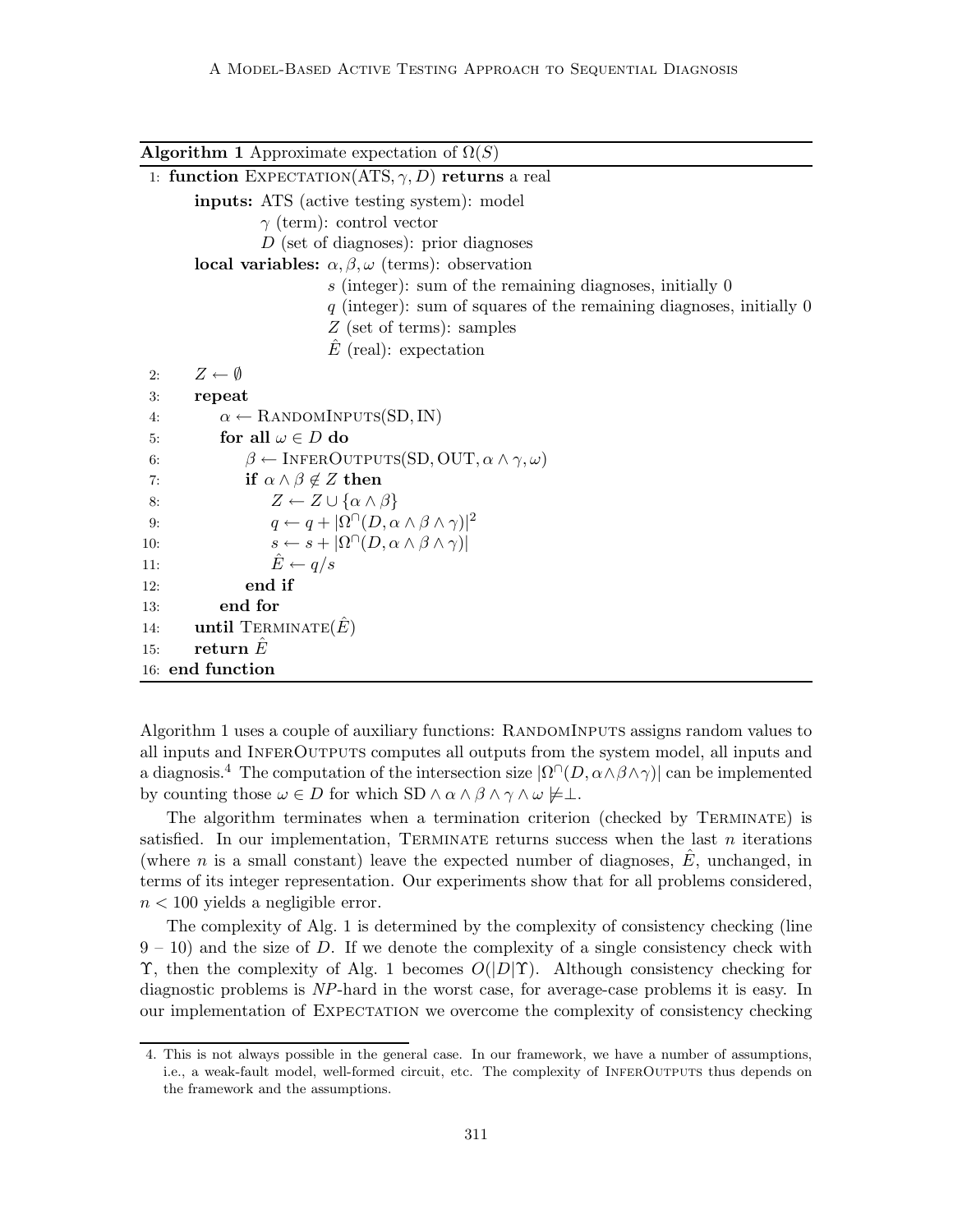**Algorithm 1** Approximate expectation of $\Omega(S)$

```
 1: function EXPECTATION(ATS, γ, D) returns a real
        inputs: ATS (active testing system): model
                γ (term): control vector
                D (set of diagnoses): prior diagnoses
        local variables: α, β, ω (terms): observation
                s (integer): sum of the remaining diagnoses, initially 0
                q (integer): sum of squares of the remaining diagnoses, initially 0
                Z (set of terms): samples
                Ê (real): expectation
 2:     Z ← ∅
 3:     repeat
 4:         α ← RANDOMINPUTS(SD, IN)
 5:         for all ω ∈ D do
 6:             β ← INFEROUTPUTS(SD, OUT, α ∧ γ, ω)
 7:             if α ∧ β ∉ Z then
 8:                 Z ← Z ∪ {α ∧ β}
 9:                 q ← q + |Ω^∩(D, α ∧ β ∧ γ)|^2
10:                 s ← s + |Ω^∩(D, α ∧ β ∧ γ)|
11:                 Ê ← q/s
12:             end if
13:         end for
14:     until TERMINATE(Ê)
15:     return Ê
16: end function
```

Algorithm 1 uses a couple of auxiliary functions: RandomInputs assigns random values to all inputs and InferOutputs computes all outputs from the system model, all inputs and a diagnosis.[4] The computation of the intersection size $|\Omega^\cap(D, \alpha \wedge \beta \wedge \gamma)|$ can be implemented by counting those $\omega \in D$ for which $\mathrm{SD} \wedge \alpha \wedge \beta \wedge \gamma \wedge \omega \not\models \perp$.

The algorithm terminates when a termination criterion (checked by Terminate) is satisfied. In our implementation, Terminate returns success when the last $n$ iterations (where $n$ is a small constant) leave the expected number of diagnoses, $\hat{E}$, unchanged, in terms of its integer representation. Our experiments show that for all problems considered, $n < 100$ yields a negligible error.

The complexity of Alg. 1 is determined by the complexity of consistency checking (line 9 – 10) and the size of $D$. If we denote the complexity of a single consistency check with $\Upsilon$, then the complexity of Alg. 1 becomes $O(|D|\Upsilon)$. Although consistency checking for diagnostic problems is *NP*-hard in the worst case, for average-case problems it is easy. In our implementation of Expectation we overcome the complexity of consistency checking

4. This is not always possible in the general case. In our framework, we have a number of assumptions, i.e., a weak-fault model, well-formed circuit, etc. The complexity of InferOutputs thus depends on the framework and the assumptions.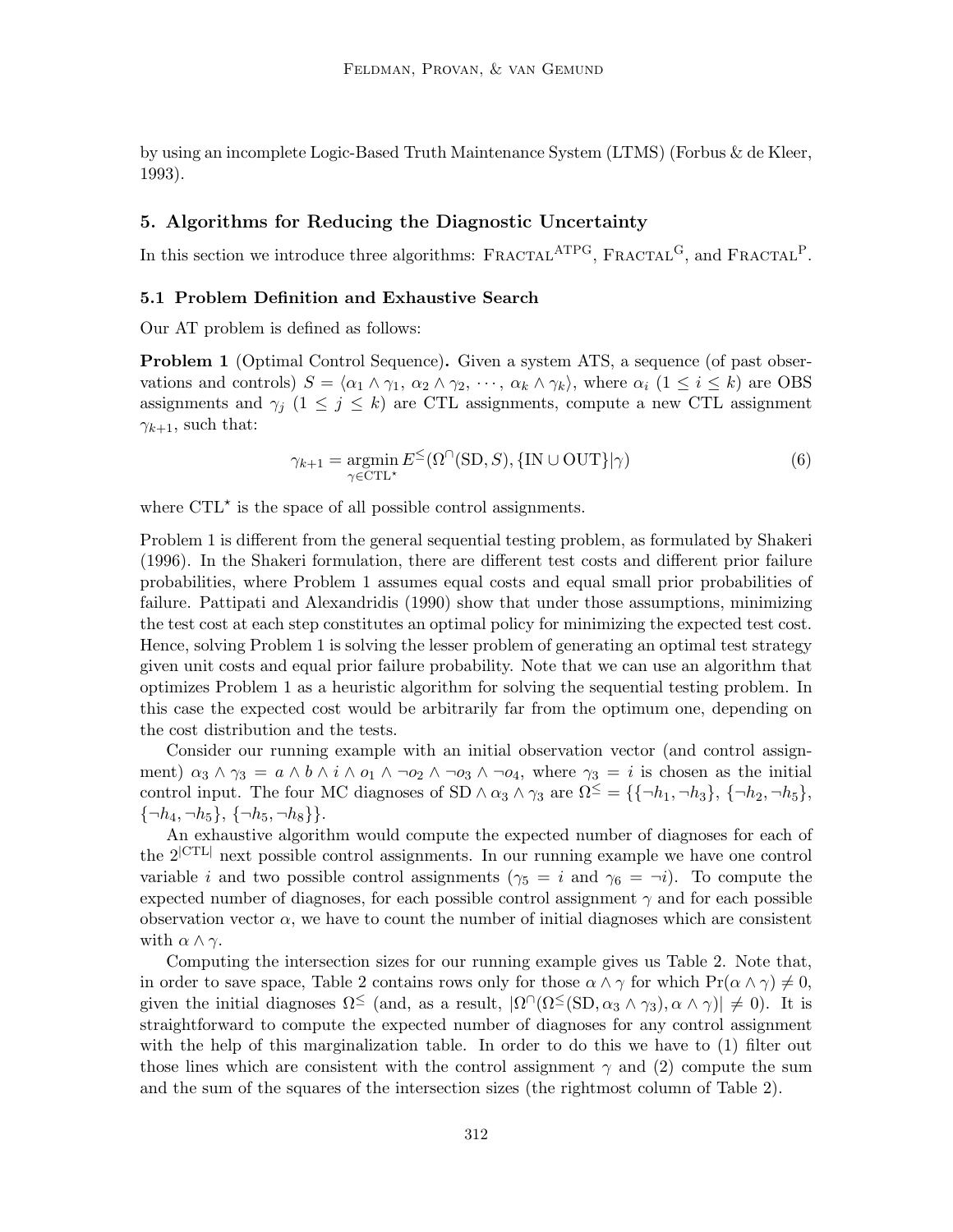by using an incomplete Logic-Based Truth Maintenance System (LTMS) (Forbus & de Kleer, 1993).

## 5. Algorithms for Reducing the Diagnostic Uncertainty

In this section we introduce three algorithms: Fractal$^{\text{ATPG}}$, Fractal$^{\text{G}}$, and Fractal$^{\text{P}}$.

### 5.1 Problem Definition and Exhaustive Search

Our AT problem is defined as follows:

**Problem 1** (Optimal Control Sequence)**.** Given a system ATS, a sequence (of past observations and controls) $S = \langle \alpha_1 \wedge \gamma_1, \alpha_2 \wedge \gamma_2, \cdots, \alpha_k \wedge \gamma_k \rangle$, where $\alpha_i$ ($1 \leq i \leq k$) are OBS assignments and $\gamma_j$ ($1 \leq j \leq k$) are CTL assignments, compute a new CTL assignment $\gamma_{k+1}$, such that:

$$\gamma_{k+1} = \operatorname*{argmin}_{\gamma \in \text{CTL}^{\star}} E^{\leq}(\Omega^{\cap}(\text{SD}, S), \{\text{IN} \cup \text{OUT}\}|\gamma) \tag{6}$$

where $\text{CTL}^{\star}$ is the space of all possible control assignments.

Problem 1 is different from the general sequential testing problem, as formulated by Shakeri (1996). In the Shakeri formulation, there are different test costs and different prior failure probabilities, where Problem 1 assumes equal costs and equal small prior probabilities of failure. Pattipati and Alexandridis (1990) show that under those assumptions, minimizing the test cost at each step constitutes an optimal policy for minimizing the expected test cost. Hence, solving Problem 1 is solving the lesser problem of generating an optimal test strategy given unit costs and equal prior failure probability. Note that we can use an algorithm that optimizes Problem 1 as a heuristic algorithm for solving the sequential testing problem. In this case the expected cost would be arbitrarily far from the optimum one, depending on the cost distribution and the tests.

Consider our running example with an initial observation vector (and control assignment) $\alpha_3 \wedge \gamma_3 = a \wedge b \wedge i \wedge o_1 \wedge \neg o_2 \wedge \neg o_3 \wedge \neg o_4$, where $\gamma_3 = i$ is chosen as the initial control input. The four MC diagnoses of $\text{SD} \wedge \alpha_3 \wedge \gamma_3$ are $\Omega^{\leq} = \{\{\neg h_1, \neg h_3\}, \{\neg h_2, \neg h_5\}, \{\neg h_4, \neg h_5\}, \{\neg h_5, \neg h_8\}\}$.

An exhaustive algorithm would compute the expected number of diagnoses for each of the $2^{|\text{CTL}|}$ next possible control assignments. In our running example we have one control variable $i$ and two possible control assignments ($\gamma_5 = i$ and $\gamma_6 = \neg i$). To compute the expected number of diagnoses, for each possible control assignment $\gamma$ and for each possible observation vector $\alpha$, we have to count the number of initial diagnoses which are consistent with $\alpha \wedge \gamma$.

Computing the intersection sizes for our running example gives us Table 2. Note that, in order to save space, Table 2 contains rows only for those $\alpha \wedge \gamma$ for which $\Pr(\alpha \wedge \gamma) \neq 0$, given the initial diagnoses $\Omega^{\leq}$ (and, as a result, $|\Omega^{\cap}(\Omega^{\leq}(\text{SD}, \alpha_3 \wedge \gamma_3), \alpha \wedge \gamma)| \neq 0$). It is straightforward to compute the expected number of diagnoses for any control assignment with the help of this marginalization table. In order to do this we have to (1) filter out those lines which are consistent with the control assignment $\gamma$ and (2) compute the sum and the sum of the squares of the intersection sizes (the rightmost column of Table 2).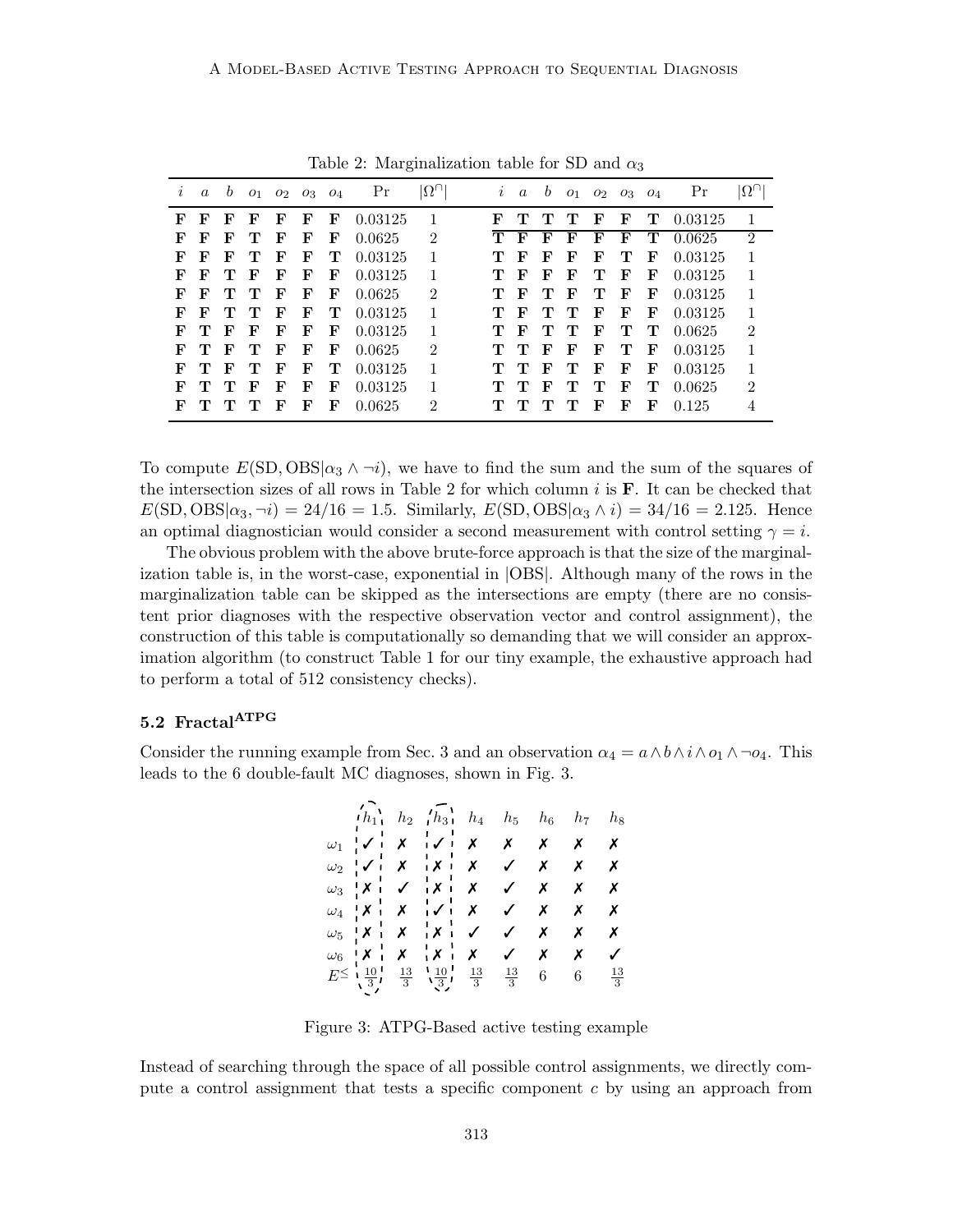Table 2: Marginalization table for SD and $\alpha_3$

| $i$ | $a$ | $b$ | $o_1$ | $o_2$ | $o_3$ | $o_4$ | Pr | $\lvert\Omega^\cap\rvert$ | $i$ | $a$ | $b$ | $o_1$ | $o_2$ | $o_3$ | $o_4$ | Pr | $\lvert\Omega^\cap\rvert$ |
|---|---|---|---|---|---|---|---|---|---|---|---|---|---|---|---|---|---|
| **F** | **F** | **F** | **F** | **F** | **F** | **F** | 0.03125 | 1 | **F** | **T** | **T** | **T** | **F** | **F** | **T** | 0.03125 | 1 |
| **F** | **F** | **F** | **T** | **F** | **F** | **F** | 0.0625 | 2 | **T** | **F** | **F** | **F** | **F** | **F** | **T** | 0.0625 | 2 |
| **F** | **F** | **F** | **T** | **F** | **F** | **T** | 0.03125 | 1 | **T** | **F** | **F** | **F** | **F** | **T** | **F** | 0.03125 | 1 |
| **F** | **F** | **T** | **F** | **F** | **F** | **F** | 0.03125 | 1 | **T** | **F** | **F** | **F** | **T** | **F** | **F** | 0.03125 | 1 |
| **F** | **F** | **T** | **T** | **F** | **F** | **F** | 0.0625 | 2 | **T** | **F** | **T** | **F** | **T** | **F** | **F** | 0.03125 | 1 |
| **F** | **F** | **T** | **T** | **F** | **F** | **T** | 0.03125 | 1 | **T** | **F** | **T** | **T** | **F** | **F** | **F** | 0.03125 | 1 |
| **F** | **T** | **F** | **F** | **F** | **F** | **F** | 0.03125 | 1 | **T** | **F** | **T** | **T** | **F** | **T** | **T** | 0.0625 | 2 |
| **F** | **T** | **F** | **T** | **F** | **F** | **F** | 0.0625 | 2 | **T** | **T** | **F** | **F** | **F** | **T** | **F** | 0.03125 | 1 |
| **F** | **T** | **F** | **T** | **F** | **F** | **T** | 0.03125 | 1 | **T** | **T** | **F** | **T** | **F** | **F** | **F** | 0.03125 | 1 |
| **F** | **T** | **T** | **F** | **F** | **F** | **F** | 0.03125 | 1 | **T** | **T** | **F** | **T** | **T** | **F** | **T** | 0.0625 | 2 |
| **F** | **T** | **T** | **T** | **F** | **F** | **F** | 0.0625 | 2 | **T** | **T** | **T** | **T** | **F** | **F** | **F** | 0.125 | 4 |

To compute $E(\text{SD}, \text{OBS}|\alpha_3 \wedge \neg i)$, we have to find the sum and the sum of the squares of the intersection sizes of all rows in Table 2 for which column $i$ is **F**. It can be checked that $E(\text{SD}, \text{OBS}|\alpha_3, \neg i) = 24/16 = 1.5$. Similarly, $E(\text{SD}, \text{OBS}|\alpha_3 \wedge i) = 34/16 = 2.125$. Hence an optimal diagnostician would consider a second measurement with control setting $\gamma = i$.

The obvious problem with the above brute-force approach is that the size of the marginalization table is, in the worst-case, exponential in $|\text{OBS}|$. Although many of the rows in the marginalization table can be skipped as the intersections are empty (there are no consistent prior diagnoses with the respective observation vector and control assignment), the construction of this table is computationally so demanding that we will consider an approximation algorithm (to construct Table 1 for our tiny example, the exhaustive approach had to perform a total of 512 consistency checks).

### 5.2 Fractal$^{\text{ATPG}}$

Consider the running example from Sec. 3 and an observation $\alpha_4 = a \wedge b \wedge i \wedge o_1 \wedge \neg o_4$. This leads to the 6 double-fault MC diagnoses, shown in Fig. 3.

|  | $h_1$ | $h_2$ | $h_3$ | $h_4$ | $h_5$ | $h_6$ | $h_7$ | $h_8$ |
|---|---|---|---|---|---|---|---|---|
| $\omega_1$ | ✓ | ✗ | ✓ | ✗ | ✗ | ✗ | ✗ | ✗ |
| $\omega_2$ | ✓ | ✗ | ✗ | ✗ | ✓ | ✗ | ✗ | ✗ |
| $\omega_3$ | ✗ | ✓ | ✗ | ✗ | ✓ | ✗ | ✗ | ✗ |
| $\omega_4$ | ✗ | ✗ | ✓ | ✗ | ✓ | ✗ | ✗ | ✗ |
| $\omega_5$ | ✗ | ✗ | ✗ | ✓ | ✓ | ✗ | ✗ | ✗ |
| $\omega_6$ | ✗ | ✗ | ✗ | ✗ | ✓ | ✗ | ✗ | ✓ |
| $E^{\leq}$ | $\frac{10}{3}$ | $\frac{13}{3}$ | $\frac{10}{3}$ | $\frac{13}{3}$ | $\frac{13}{3}$ | 6 | 6 | $\frac{13}{3}$ |

Figure 3: ATPG-Based active testing example

Instead of searching through the space of all possible control assignments, we directly compute a control assignment that tests a specific component $c$ by using an approach from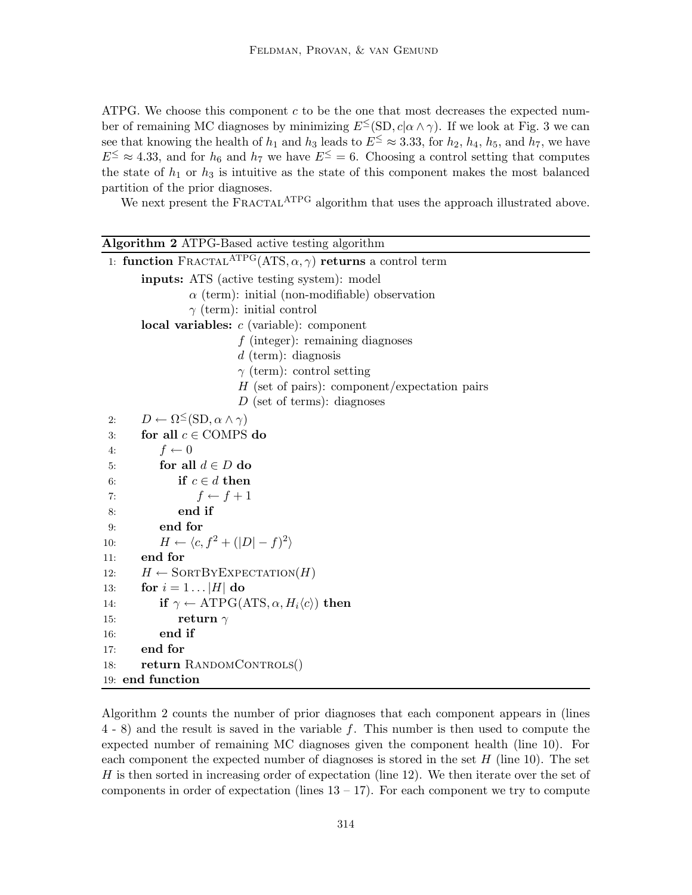ATPG. We choose this component $c$ to be the one that most decreases the expected number of remaining MC diagnoses by minimizing $E^{\leq}(\text{SD}, c|\alpha \wedge \gamma)$. If we look at Fig. 3 we can see that knowing the health of $h_1$ and $h_3$ leads to $E^{\leq} \approx 3.33$, for $h_2$, $h_4$, $h_5$, and $h_7$, we have $E^{\leq} \approx 4.33$, and for $h_6$ and $h_7$ we have $E^{\leq} = 6$. Choosing a control setting that computes the state of $h_1$ or $h_3$ is intuitive as the state of this component makes the most balanced partition of the prior diagnoses.

We next present the FRACTAL$^{\text{ATPG}}$ algorithm that uses the approach illustrated above.

**Algorithm 2** ATPG-Based active testing algorithm

```
 1: function FRACTAL^ATPG(ATS, α, γ) returns a control term
        inputs: ATS (active testing system): model
                α (term): initial (non-modifiable) observation
                γ (term): initial control
        local variables: c (variable): component
                         f (integer): remaining diagnoses
                         d (term): diagnosis
                         γ (term): control setting
                         H (set of pairs): component/expectation pairs
                         D (set of terms): diagnoses
 2:     D ← Ω^≤(SD, α ∧ γ)
 3:     for all c ∈ COMPS do
 4:         f ← 0
 5:         for all d ∈ D do
 6:             if c ∈ d then
 7:                 f ← f + 1
 8:             end if
 9:         end for
10:         H ← ⟨c, f^2 + (|D| − f)^2⟩
11:     end for
12:     H ← SORTBYEXPECTATION(H)
13:     for i = 1 ... |H| do
14:         if γ ← ATPG(ATS, α, H_i⟨c⟩) then
15:             return γ
16:         end if
17:     end for
18:     return RANDOMCONTROLS()
19: end function
```

Algorithm 2 counts the number of prior diagnoses that each component appears in (lines 4 - 8) and the result is saved in the variable $f$. This number is then used to compute the expected number of remaining MC diagnoses given the component health (line 10). For each component the expected number of diagnoses is stored in the set $H$ (line 10). The set $H$ is then sorted in increasing order of expectation (line 12). We then iterate over the set of components in order of expectation (lines 13 – 17). For each component we try to compute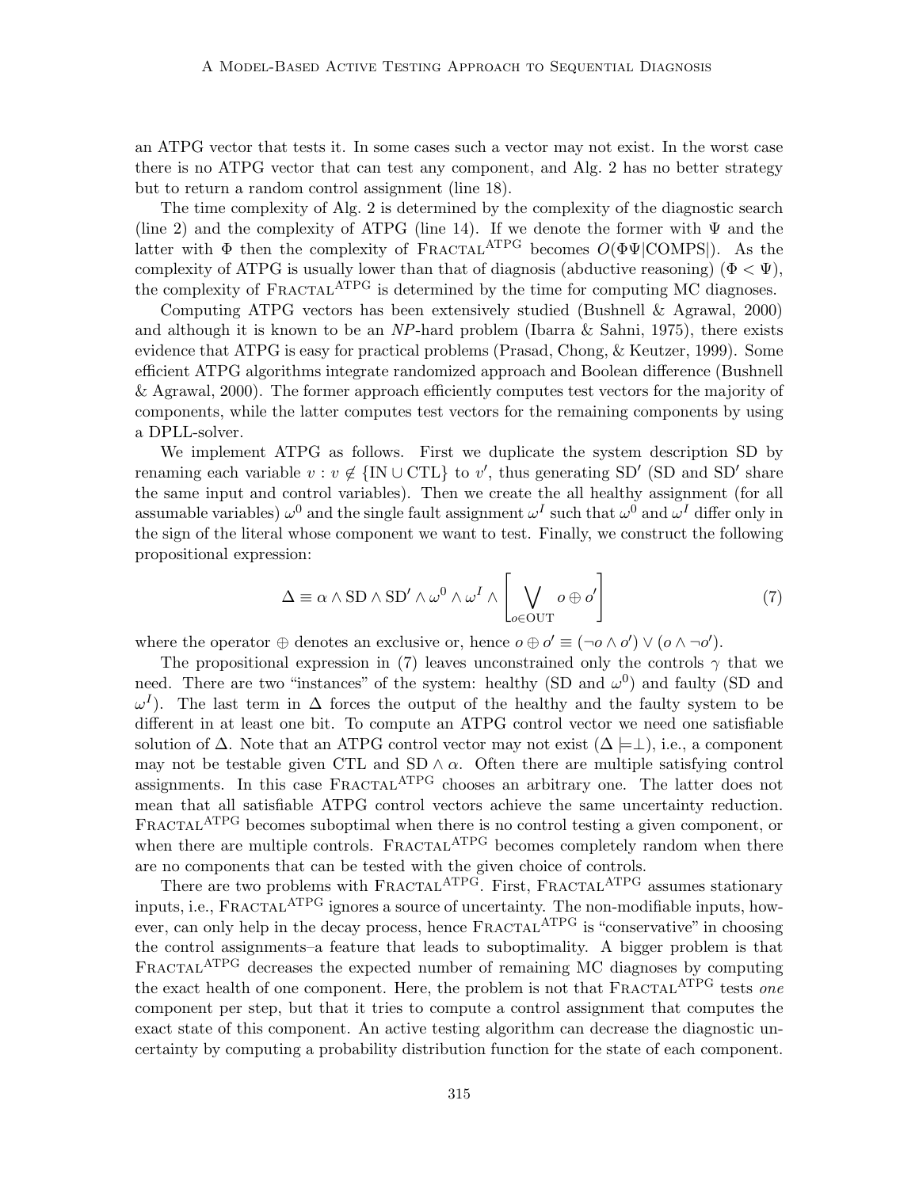an ATPG vector that tests it. In some cases such a vector may not exist. In the worst case there is no ATPG vector that can test any component, and Alg. 2 has no better strategy but to return a random control assignment (line 18).

The time complexity of Alg. 2 is determined by the complexity of the diagnostic search (line 2) and the complexity of ATPG (line 14). If we denote the former with $\Psi$ and the latter with $\Phi$ then the complexity of $\text{FRACTAL}^{\text{ATPG}}$ becomes $O(\Phi\Psi|\text{COMPS}|)$. As the complexity of ATPG is usually lower than that of diagnosis (abductive reasoning) ($\Phi < \Psi$), the complexity of $\text{FRACTAL}^{\text{ATPG}}$ is determined by the time for computing MC diagnoses.

Computing ATPG vectors has been extensively studied (Bushnell & Agrawal, 2000) and although it is known to be an *NP*-hard problem (Ibarra & Sahni, 1975), there exists evidence that ATPG is easy for practical problems (Prasad, Chong, & Keutzer, 1999). Some efficient ATPG algorithms integrate randomized approach and Boolean difference (Bushnell & Agrawal, 2000). The former approach efficiently computes test vectors for the majority of components, while the latter computes test vectors for the remaining components by using a DPLL-solver.

We implement ATPG as follows. First we duplicate the system description SD by renaming each variable $v : v \not\in \{\text{IN} \cup \text{CTL}\}$ to $v'$, thus generating $\text{SD}'$ (SD and $\text{SD}'$ share the same input and control variables). Then we create the all healthy assignment (for all assumable variables) $\omega^0$ and the single fault assignment $\omega^I$ such that $\omega^0$ and $\omega^I$ differ only in the sign of the literal whose component we want to test. Finally, we construct the following propositional expression:

$$\Delta \equiv \alpha \wedge \text{SD} \wedge \text{SD}' \wedge \omega^0 \wedge \omega^I \wedge \left[ \bigvee_{o \in \text{OUT}} o \oplus o' \right] \tag{7}$$

where the operator $\oplus$ denotes an exclusive or, hence $o \oplus o' \equiv (\neg o \wedge o') \vee (o \wedge \neg o')$.

The propositional expression in (7) leaves unconstrained only the controls $\gamma$ that we need. There are two "instances" of the system: healthy (SD and $\omega^0$) and faulty (SD and $\omega^I$). The last term in $\Delta$ forces the output of the healthy and the faulty system to be different in at least one bit. To compute an ATPG control vector we need one satisfiable solution of $\Delta$. Note that an ATPG control vector may not exist ($\Delta \models \perp$), i.e., a component may not be testable given CTL and $\text{SD} \wedge \alpha$. Often there are multiple satisfying control assignments. In this case $\text{FRACTAL}^{\text{ATPG}}$ chooses an arbitrary one. The latter does not mean that all satisfiable ATPG control vectors achieve the same uncertainty reduction. $\text{FRACTAL}^{\text{ATPG}}$ becomes suboptimal when there is no control testing a given component, or when there are multiple controls. $\text{FRACTAL}^{\text{ATPG}}$ becomes completely random when there are no components that can be tested with the given choice of controls.

There are two problems with $\text{FRACTAL}^{\text{ATPG}}$. First, $\text{FRACTAL}^{\text{ATPG}}$ assumes stationary inputs, i.e., $\text{FRACTAL}^{\text{ATPG}}$ ignores a source of uncertainty. The non-modifiable inputs, however, can only help in the decay process, hence $\text{FRACTAL}^{\text{ATPG}}$ is "conservative" in choosing the control assignments–a feature that leads to suboptimality. A bigger problem is that $\text{FRACTAL}^{\text{ATPG}}$ decreases the expected number of remaining MC diagnoses by computing the exact health of one component. Here, the problem is not that $\text{FRACTAL}^{\text{ATPG}}$ tests *one* component per step, but that it tries to compute a control assignment that computes the exact state of this component. An active testing algorithm can decrease the diagnostic uncertainty by computing a probability distribution function for the state of each component.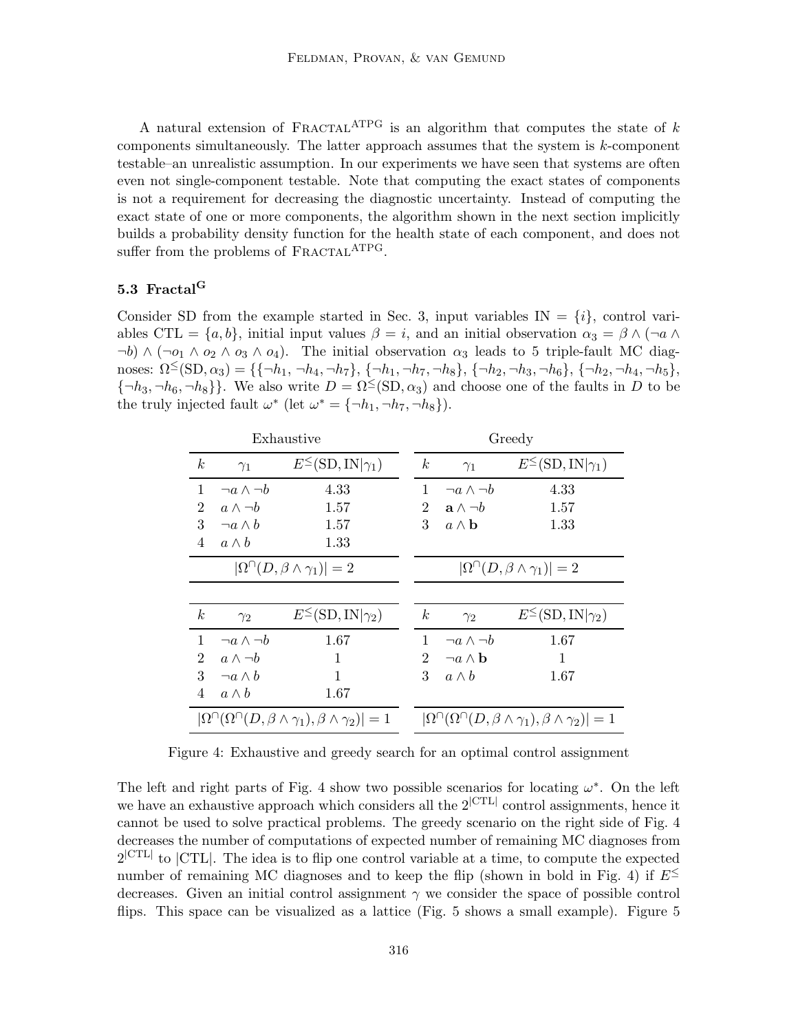A natural extension of FRACTAL$^{\text{ATPG}}$ is an algorithm that computes the state of $k$ components simultaneously. The latter approach assumes that the system is $k$-component testable–an unrealistic assumption. In our experiments we have seen that systems are often even not single-component testable. Note that computing the exact states of components is not a requirement for decreasing the diagnostic uncertainty. Instead of computing the exact state of one or more components, the algorithm shown in the next section implicitly builds a probability density function for the health state of each component, and does not suffer from the problems of FRACTAL$^{\text{ATPG}}$.

### 5.3 Fractal$^{\text{G}}$

Consider SD from the example started in Sec. 3, input variables $\text{IN} = \{i\}$, control variables $\text{CTL} = \{a, b\}$, initial input values $\beta = i$, and an initial observation $\alpha_3 = \beta \wedge (\neg a \wedge \neg b) \wedge (\neg o_1 \wedge o_2 \wedge o_3 \wedge o_4)$. The initial observation $\alpha_3$ leads to 5 triple-fault MC diagnoses: $\Omega^{\leq}(\text{SD}, \alpha_3) = \{\{\neg h_1, \neg h_4, \neg h_7\}, \{\neg h_1, \neg h_7, \neg h_8\}, \{\neg h_2, \neg h_3, \neg h_6\}, \{\neg h_2, \neg h_4, \neg h_5\}, \{\neg h_3, \neg h_6, \neg h_8\}\}$. We also write $D = \Omega^{\leq}(\text{SD}, \alpha_3)$ and choose one of the faults in $D$ to be the truly injected fault $\omega^*$ (let $\omega^* = \{\neg h_1, \neg h_7, \neg h_8\}$).

**Exhaustive**

| $k$ | $\gamma_1$ | $E^{\leq}(\text{SD}, \text{IN} \vert \gamma_1)$ |
|---|---|---|
| 1 | $\neg a \wedge \neg b$ | 4.33 |
| 2 | $a \wedge \neg b$ | 1.57 |
| 3 | $\neg a \wedge b$ | 1.57 |
| 4 | $a \wedge b$ | 1.33 |
| | $\vert\Omega^{\cap}(D, \beta \wedge \gamma_1)\vert = 2$ | |

| $k$ | $\gamma_2$ | $E^{\leq}(\text{SD}, \text{IN} \vert \gamma_2)$ |
|---|---|---|
| 1 | $\neg a \wedge \neg b$ | 1.67 |
| 2 | $a \wedge \neg b$ | 1 |
| 3 | $\neg a \wedge b$ | 1 |
| 4 | $a \wedge b$ | 1.67 |
| | $\vert\Omega^{\cap}(\Omega^{\cap}(D, \beta \wedge \gamma_1), \beta \wedge \gamma_2)\vert = 1$ | |

**Greedy**

| $k$ | $\gamma_1$ | $E^{\leq}(\text{SD}, \text{IN} \vert \gamma_1)$ |
|---|---|---|
| 1 | $\neg a \wedge \neg b$ | 4.33 |
| 2 | $\mathbf{a} \wedge \neg b$ | 1.57 |
| 3 | $a \wedge \mathbf{b}$ | 1.33 |
| | $\vert\Omega^{\cap}(D, \beta \wedge \gamma_1)\vert = 2$ | |

| $k$ | $\gamma_2$ | $E^{\leq}(\text{SD}, \text{IN} \vert \gamma_2)$ |
|---|---|---|
| 1 | $\neg a \wedge \neg b$ | 1.67 |
| 2 | $\neg a \wedge \mathbf{b}$ | 1 |
| 3 | $a \wedge b$ | 1.67 |
| | $\vert\Omega^{\cap}(\Omega^{\cap}(D, \beta \wedge \gamma_1), \beta \wedge \gamma_2)\vert = 1$ | |

Figure 4: Exhaustive and greedy search for an optimal control assignment

The left and right parts of Fig. 4 show two possible scenarios for locating $\omega^*$. On the left we have an exhaustive approach which considers all the $2^{|\text{CTL}|}$ control assignments, hence it cannot be used to solve practical problems. The greedy scenario on the right side of Fig. 4 decreases the number of computations of expected number of remaining MC diagnoses from $2^{|\text{CTL}|}$ to $|\text{CTL}|$. The idea is to flip one control variable at a time, to compute the expected number of remaining MC diagnoses and to keep the flip (shown in bold in Fig. 4) if $E^{\leq}$ decreases. Given an initial control assignment $\gamma$ we consider the space of possible control flips. This space can be visualized as a lattice (Fig. 5 shows a small example). Figure 5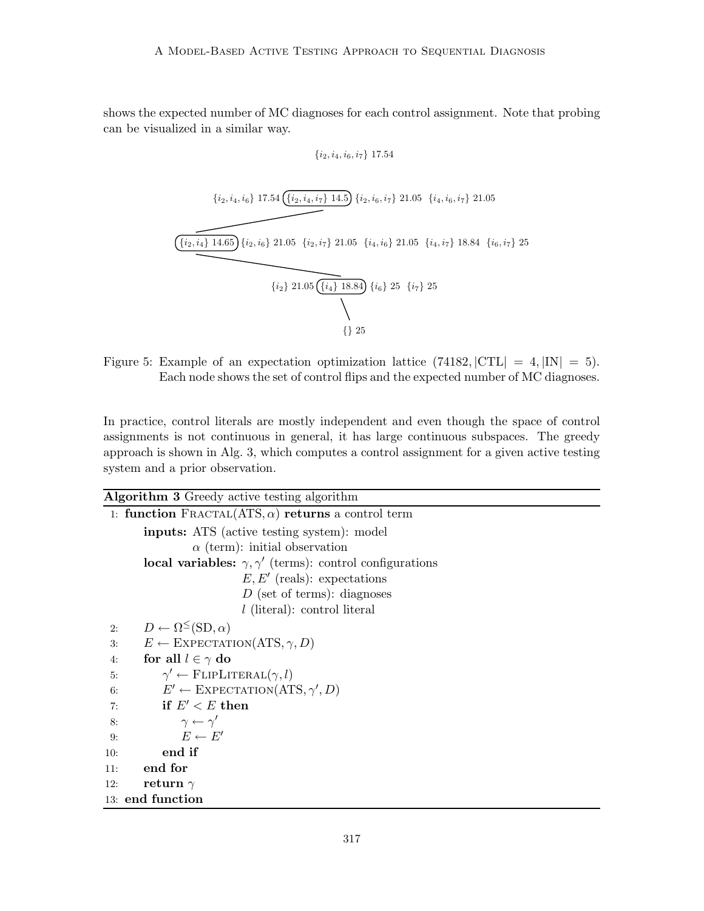shows the expected number of MC diagnoses for each control assignment. Note that probing can be visualized in a similar way.

$\{i_2, i_4, i_6, i_7\}$ 17.54

$\{i_2, i_4, i_6\}$ 17.54 $\{i_2, i_4, i_7\}$ 14.5 $\{i_2, i_6, i_7\}$ 21.05 $\{i_4, i_6, i_7\}$ 21.05

$\{i_2, i_4\}$ 14.65 $\{i_2, i_6\}$ 21.05 $\{i_2, i_7\}$ 21.05 $\{i_4, i_6\}$ 21.05 $\{i_4, i_7\}$ 18.84 $\{i_6, i_7\}$ 25

$\{i_2\}$ 21.05 $\{i_4\}$ 18.84 $\{i_6\}$ 25 $\{i_7\}$ 25

$\{\}$ 25

Figure 5: Example of an expectation optimization lattice (74182, $|\text{CTL}| = 4, |\text{IN}| = 5$). Each node shows the set of control flips and the expected number of MC diagnoses.

In practice, control literals are mostly independent and even though the space of control assignments is not continuous in general, it has large continuous subspaces. The greedy approach is shown in Alg. 3, which computes a control assignment for a given active testing system and a prior observation.

**Algorithm 3** Greedy active testing algorithm

```
1:  function FRACTAL(ATS, α) returns a control term
        inputs: ATS (active testing system): model
                α (term): initial observation
        local variables: γ, γ' (terms): control configurations
                         E, E' (reals): expectations
                         D (set of terms): diagnoses
                         l (literal): control literal
2:      D ← Ω^≤(SD, α)
3:      E ← EXPECTATION(ATS, γ, D)
4:      for all l ∈ γ do
5:          γ' ← FLIPLITERAL(γ, l)
6:          E' ← EXPECTATION(ATS, γ', D)
7:          if E' < E then
8:              γ ← γ'
9:              E ← E'
10:         end if
11:     end for
12:     return γ
13: end function
```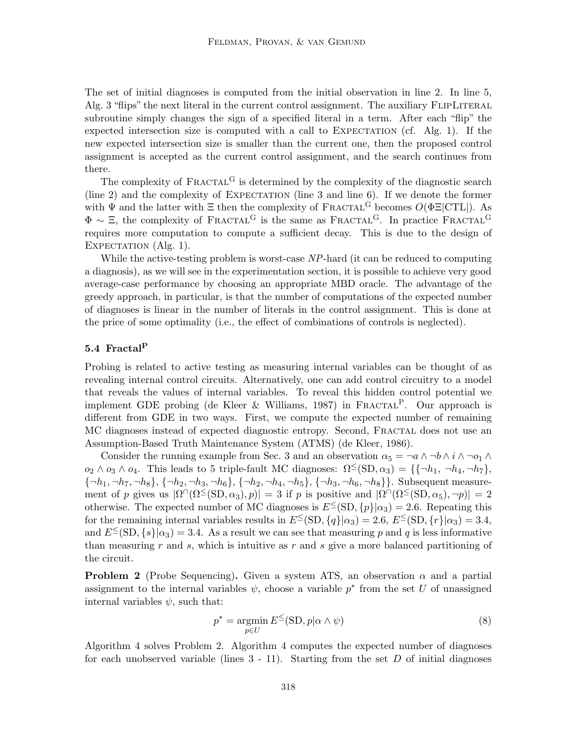The set of initial diagnoses is computed from the initial observation in line 2. In line 5, Alg. 3 "flips" the next literal in the current control assignment. The auxiliary FlipLiteral subroutine simply changes the sign of a specified literal in a term. After each "flip" the expected intersection size is computed with a call to Expectation (cf. Alg. 1). If the new expected intersection size is smaller than the current one, then the proposed control assignment is accepted as the current control assignment, and the search continues from there.

The complexity of Fractal$^{\text{G}}$ is determined by the complexity of the diagnostic search (line 2) and the complexity of Expectation (line 3 and line 6). If we denote the former with $\Psi$ and the latter with $\Xi$ then the complexity of Fractal$^{\text{G}}$ becomes $O(\Phi\Xi|\text{CTL}|)$. As $\Phi \sim \Xi$, the complexity of Fractal$^{\text{G}}$ is the same as Fractal$^{\text{G}}$. In practice Fractal$^{\text{G}}$ requires more computation to compute a sufficient decay. This is due to the design of Expectation (Alg. 1).

While the active-testing problem is worst-case *NP*-hard (it can be reduced to computing a diagnosis), as we will see in the experimentation section, it is possible to achieve very good average-case performance by choosing an appropriate MBD oracle. The advantage of the greedy approach, in particular, is that the number of computations of the expected number of diagnoses is linear in the number of literals in the control assignment. This is done at the price of some optimality (i.e., the effect of combinations of controls is neglected).

### 5.4 Fractal$^{\text{P}}$

Probing is related to active testing as measuring internal variables can be thought of as revealing internal control circuits. Alternatively, one can add control circuitry to a model that reveals the values of internal variables. To reveal this hidden control potential we implement GDE probing (de Kleer & Williams, 1987) in Fractal$^{\text{P}}$. Our approach is different from GDE in two ways. First, we compute the expected number of remaining MC diagnoses instead of expected diagnostic entropy. Second, Fractal does not use an Assumption-Based Truth Maintenance System (ATMS) (de Kleer, 1986).

Consider the running example from Sec. 3 and an observation $\alpha_5 = \neg a \wedge \neg b \wedge i \wedge \neg o_1 \wedge o_2 \wedge o_3 \wedge o_4$. This leads to 5 triple-fault MC diagnoses: $\Omega^{\leq}(\text{SD}, \alpha_3) = \{\{\neg h_1, \neg h_4, \neg h_7\}, \{\neg h_1, \neg h_7, \neg h_8\}, \{\neg h_2, \neg h_3, \neg h_6\}, \{\neg h_2, \neg h_4, \neg h_5\}, \{\neg h_3, \neg h_6, \neg h_8\}\}$. Subsequent measurement of $p$ gives us $|\Omega^{\cap}(\Omega^{\leq}(\text{SD}, \alpha_3), p)| = 3$ if $p$ is positive and $|\Omega^{\cap}(\Omega^{\leq}(\text{SD}, \alpha_5), \neg p)| = 2$ otherwise. The expected number of MC diagnoses is $E^{\leq}(\text{SD}, \{p\}|\alpha_3) = 2.6$. Repeating this for the remaining internal variables results in $E^{\leq}(\text{SD}, \{q\}|\alpha_3) = 2.6$, $E^{\leq}(\text{SD}, \{r\}|\alpha_3) = 3.4$, and $E^{\leq}(\text{SD}, \{s\}|\alpha_3) = 3.4$. As a result we can see that measuring $p$ and $q$ is less informative than measuring $r$ and $s$, which is intuitive as $r$ and $s$ give a more balanced partitioning of the circuit.

**Problem 2** (Probe Sequencing)**.** Given a system ATS, an observation $\alpha$ and a partial assignment to the internal variables $\psi$, choose a variable $p^*$ from the set $U$ of unassigned internal variables $\psi$, such that:

$$p^* = \operatorname*{argmin}_{p \in U} E^{\leq}(\text{SD}, p|\alpha \wedge \psi) \tag{8}$$

Algorithm 4 solves Problem 2. Algorithm 4 computes the expected number of diagnoses for each unobserved variable (lines 3 - 11). Starting from the set $D$ of initial diagnoses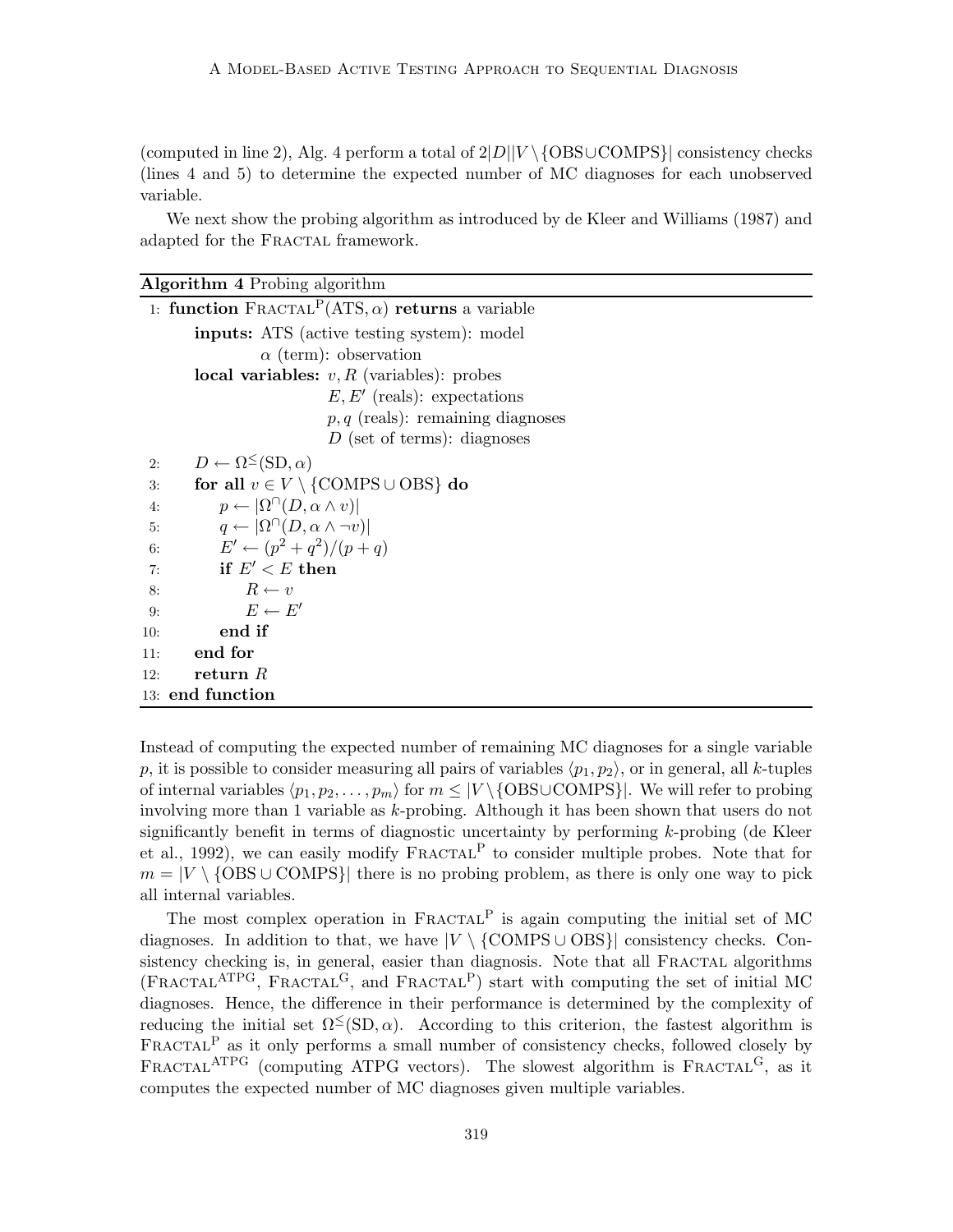(computed in line 2), Alg. 4 perform a total of $2|D||V \setminus \{\text{OBS} \cup \text{COMPS}\}|$ consistency checks (lines 4 and 5) to determine the expected number of MC diagnoses for each unobserved variable.

We next show the probing algorithm as introduced by de Kleer and Williams (1987) and adapted for the Fractal framework.

**Algorithm 4** Probing algorithm

```
 1: function FRACTAL^P(ATS, α) returns a variable
        inputs: ATS (active testing system): model
                α (term): observation
        local variables: v, R (variables): probes
                         E, E′ (reals): expectations
                         p, q (reals): remaining diagnoses
                         D (set of terms): diagnoses
 2:     D ← Ω^≤(SD, α)
 3:     for all v ∈ V \ {COMPS ∪ OBS} do
 4:         p ← |Ω^∩(D, α ∧ v)|
 5:         q ← |Ω^∩(D, α ∧ ¬v)|
 6:         E′ ← (p² + q²)/(p + q)
 7:         if E′ < E then
 8:             R ← v
 9:             E ← E′
10:         end if
11:     end for
12:     return R
13: end function
```

Instead of computing the expected number of remaining MC diagnoses for a single variable $p$, it is possible to consider measuring all pairs of variables $\langle p_1, p_2 \rangle$, or in general, all $k$-tuples of internal variables $\langle p_1, p_2, \ldots, p_m \rangle$ for $m \le |V \setminus \{\text{OBS} \cup \text{COMPS}\}|$. We will refer to probing involving more than 1 variable as $k$-probing. Although it has been shown that users do not significantly benefit in terms of diagnostic uncertainty by performing $k$-probing (de Kleer et al., 1992), we can easily modify $\text{Fractal}^{\text{P}}$ to consider multiple probes. Note that for $m = |V \setminus \{\text{OBS} \cup \text{COMPS}\}|$ there is no probing problem, as there is only one way to pick all internal variables.

The most complex operation in $\text{Fractal}^{\text{P}}$ is again computing the initial set of MC diagnoses. In addition to that, we have $|V \setminus \{\text{COMPS} \cup \text{OBS}\}|$ consistency checks. Consistency checking is, in general, easier than diagnosis. Note that all Fractal algorithms ($\text{Fractal}^{\text{ATPG}}$, $\text{Fractal}^{\text{G}}$, and $\text{Fractal}^{\text{P}}$) start with computing the set of initial MC diagnoses. Hence, the difference in their performance is determined by the complexity of reducing the initial set $\Omega^{\le}(\text{SD}, \alpha)$. According to this criterion, the fastest algorithm is $\text{Fractal}^{\text{P}}$ as it only performs a small number of consistency checks, followed closely by $\text{Fractal}^{\text{ATPG}}$ (computing ATPG vectors). The slowest algorithm is $\text{Fractal}^{\text{G}}$, as it computes the expected number of MC diagnoses given multiple variables.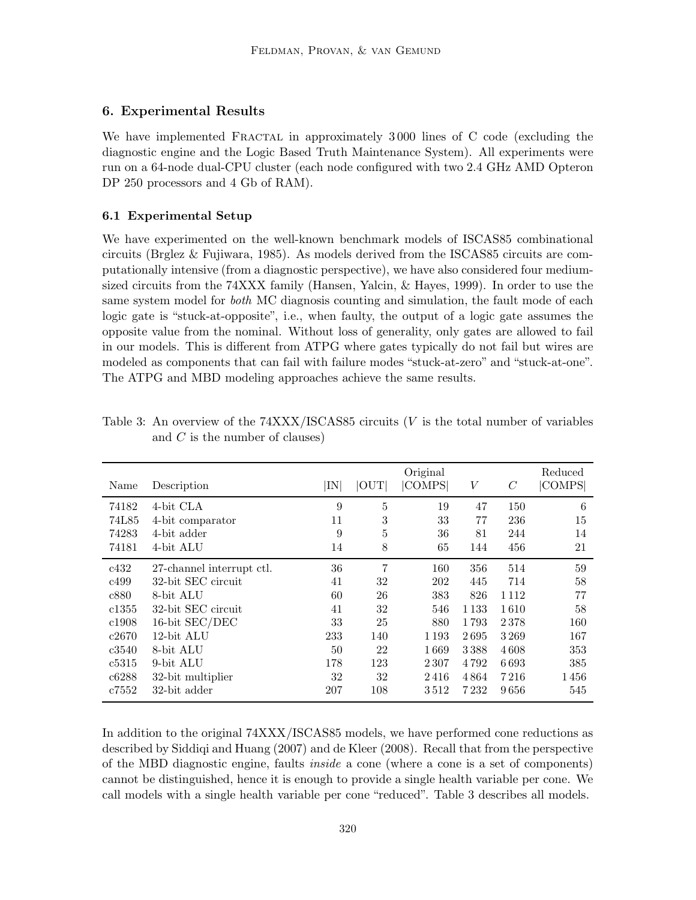## 6. Experimental Results

We have implemented FRACTAL in approximately 3 000 lines of C code (excluding the diagnostic engine and the Logic Based Truth Maintenance System). All experiments were run on a 64-node dual-CPU cluster (each node configured with two 2.4 GHz AMD Opteron DP 250 processors and 4 Gb of RAM).

### 6.1 Experimental Setup

We have experimented on the well-known benchmark models of ISCAS85 combinational circuits (Brglez & Fujiwara, 1985). As models derived from the ISCAS85 circuits are computationally intensive (from a diagnostic perspective), we have also considered four medium-sized circuits from the 74XXX family (Hansen, Yalcin, & Hayes, 1999). In order to use the same system model for *both* MC diagnosis counting and simulation, the fault mode of each logic gate is "stuck-at-opposite", i.e., when faulty, the output of a logic gate assumes the opposite value from the nominal. Without loss of generality, only gates are allowed to fail in our models. This is different from ATPG where gates typically do not fail but wires are modeled as components that can fail with failure modes "stuck-at-zero" and "stuck-at-one". The ATPG and MBD modeling approaches achieve the same results.

Table 3: An overview of the 74XXX/ISCAS85 circuits ($V$ is the total number of variables and $C$ is the number of clauses)

| Name | Description | \|IN\| | \|OUT\| | Original \|COMPS\| | $V$ | $C$ | Reduced \|COMPS\| |
|---|---|---|---|---|---|---|---|
| 74182 | 4-bit CLA | 9 | 5 | 19 | 47 | 150 | 6 |
| 74L85 | 4-bit comparator | 11 | 3 | 33 | 77 | 236 | 15 |
| 74283 | 4-bit adder | 9 | 5 | 36 | 81 | 244 | 14 |
| 74181 | 4-bit ALU | 14 | 8 | 65 | 144 | 456 | 21 |
| c432 | 27-channel interrupt ctl. | 36 | 7 | 160 | 356 | 514 | 59 |
| c499 | 32-bit SEC circuit | 41 | 32 | 202 | 445 | 714 | 58 |
| c880 | 8-bit ALU | 60 | 26 | 383 | 826 | 1 112 | 77 |
| c1355 | 32-bit SEC circuit | 41 | 32 | 546 | 1 133 | 1 610 | 58 |
| c1908 | 16-bit SEC/DEC | 33 | 25 | 880 | 1 793 | 2 378 | 160 |
| c2670 | 12-bit ALU | 233 | 140 | 1 193 | 2 695 | 3 269 | 167 |
| c3540 | 8-bit ALU | 50 | 22 | 1 669 | 3 388 | 4 608 | 353 |
| c5315 | 9-bit ALU | 178 | 123 | 2 307 | 4 792 | 6 693 | 385 |
| c6288 | 32-bit multiplier | 32 | 32 | 2 416 | 4 864 | 7 216 | 1 456 |
| c7552 | 32-bit adder | 207 | 108 | 3 512 | 7 232 | 9 656 | 545 |

In addition to the original 74XXX/ISCAS85 models, we have performed cone reductions as described by Siddiqi and Huang (2007) and de Kleer (2008). Recall that from the perspective of the MBD diagnostic engine, faults *inside* a cone (where a cone is a set of components) cannot be distinguished, hence it is enough to provide a single health variable per cone. We call models with a single health variable per cone "reduced". Table 3 describes all models.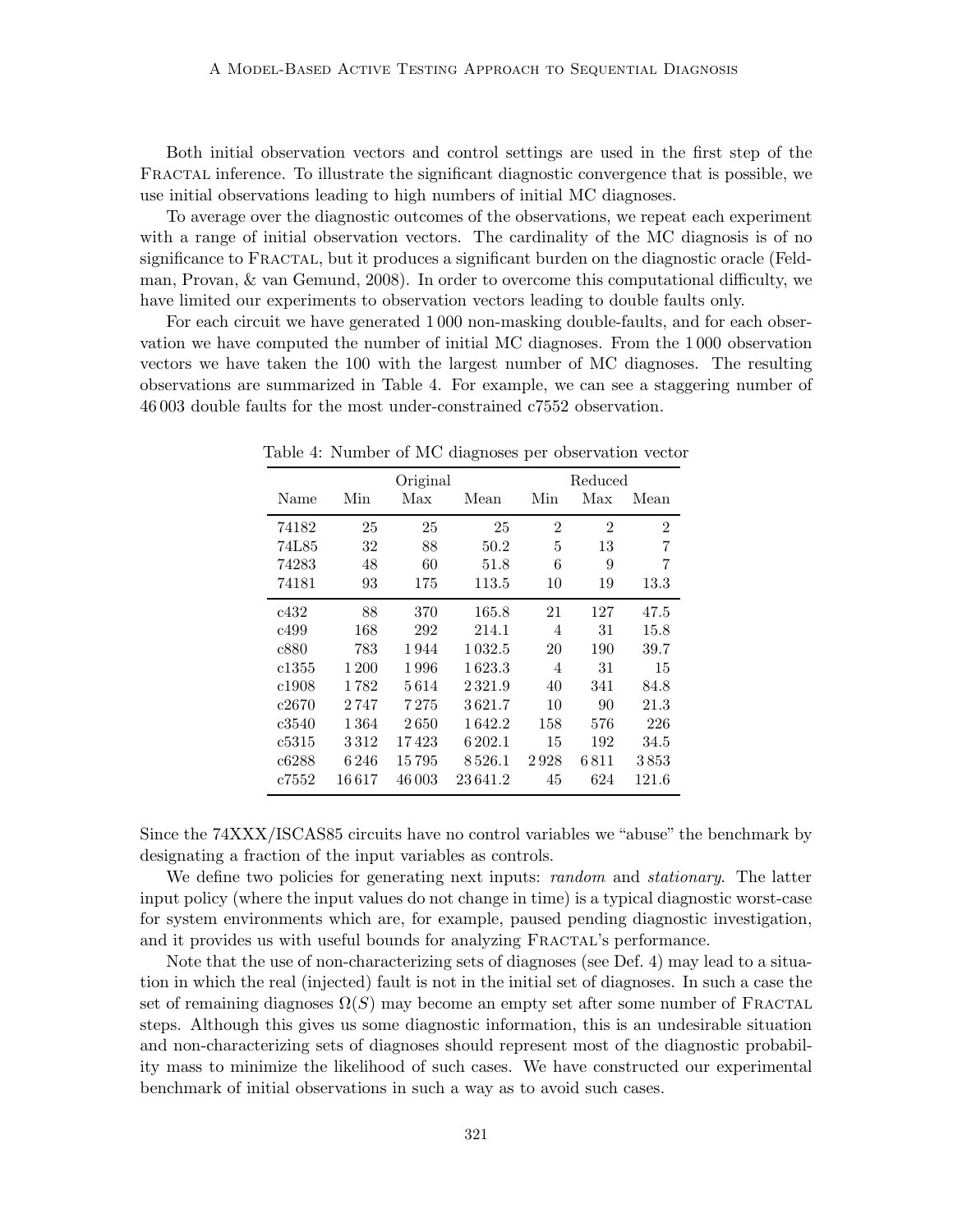Both initial observation vectors and control settings are used in the first step of the Fractal inference. To illustrate the significant diagnostic convergence that is possible, we use initial observations leading to high numbers of initial MC diagnoses.

To average over the diagnostic outcomes of the observations, we repeat each experiment with a range of initial observation vectors. The cardinality of the MC diagnosis is of no significance to Fractal, but it produces a significant burden on the diagnostic oracle (Feldman, Provan, & van Gemund, 2008). In order to overcome this computational difficulty, we have limited our experiments to observation vectors leading to double faults only.

For each circuit we have generated 1 000 non-masking double-faults, and for each observation we have computed the number of initial MC diagnoses. From the 1 000 observation vectors we have taken the 100 with the largest number of MC diagnoses. The resulting observations are summarized in Table 4. For example, we can see a staggering number of 46 003 double faults for the most under-constrained c7552 observation.

Table 4: Number of MC diagnoses per observation vector

| | Original | | | Reduced | | |
|---|---|---|---|---|---|---|
| Name | Min | Max | Mean | Min | Max | Mean |
| 74182 | 25 | 25 | 25 | 2 | 2 | 2 |
| 74L85 | 32 | 88 | 50.2 | 5 | 13 | 7 |
| 74283 | 48 | 60 | 51.8 | 6 | 9 | 7 |
| 74181 | 93 | 175 | 113.5 | 10 | 19 | 13.3 |
| c432 | 88 | 370 | 165.8 | 21 | 127 | 47.5 |
| c499 | 168 | 292 | 214.1 | 4 | 31 | 15.8 |
| c880 | 783 | 1 944 | 1 032.5 | 20 | 190 | 39.7 |
| c1355 | 1 200 | 1 996 | 1 623.3 | 4 | 31 | 15 |
| c1908 | 1 782 | 5 614 | 2 321.9 | 40 | 341 | 84.8 |
| c2670 | 2 747 | 7 275 | 3 621.7 | 10 | 90 | 21.3 |
| c3540 | 1 364 | 2 650 | 1 642.2 | 158 | 576 | 226 |
| c5315 | 3 312 | 17 423 | 6 202.1 | 15 | 192 | 34.5 |
| c6288 | 6 246 | 15 795 | 8 526.1 | 2 928 | 6 811 | 3 853 |
| c7552 | 16 617 | 46 003 | 23 641.2 | 45 | 624 | 121.6 |

Since the 74XXX/ISCAS85 circuits have no control variables we "abuse" the benchmark by designating a fraction of the input variables as controls.

We define two policies for generating next inputs: *random* and *stationary*. The latter input policy (where the input values do not change in time) is a typical diagnostic worst-case for system environments which are, for example, paused pending diagnostic investigation, and it provides us with useful bounds for analyzing Fractal's performance.

Note that the use of non-characterizing sets of diagnoses (see Def. 4) may lead to a situation in which the real (injected) fault is not in the initial set of diagnoses. In such a case the set of remaining diagnoses $\Omega(S)$ may become an empty set after some number of Fractal steps. Although this gives us some diagnostic information, this is an undesirable situation and non-characterizing sets of diagnoses should represent most of the diagnostic probability mass to minimize the likelihood of such cases. We have constructed our experimental benchmark of initial observations in such a way as to avoid such cases.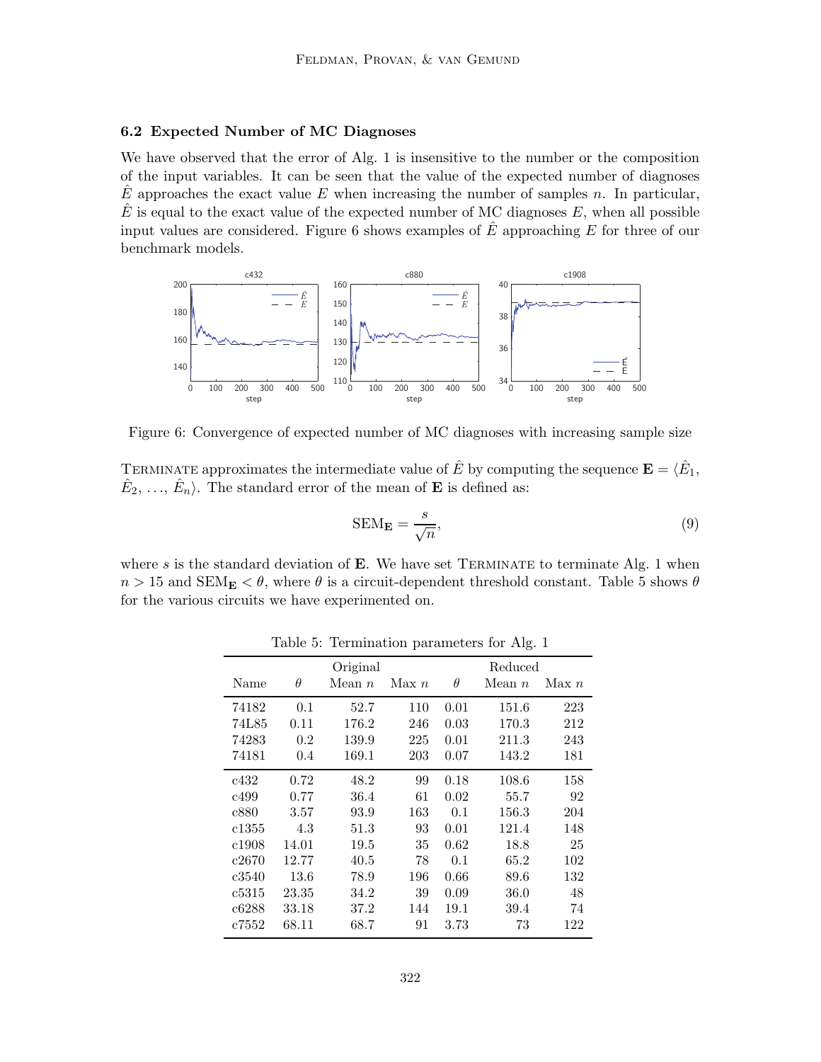### 6.2 Expected Number of MC Diagnoses

We have observed that the error of Alg. 1 is insensitive to the number or the composition of the input variables. It can be seen that the value of the expected number of diagnoses $\hat{E}$ approaches the exact value $E$ when increasing the number of samples $n$. In particular, $\hat{E}$ is equal to the exact value of the expected number of MC diagnoses $E$, when all possible input values are considered. Figure 6 shows examples of $\hat{E}$ approaching $E$ for three of our benchmark models.

Figure 6: Convergence of expected number of MC diagnoses with increasing sample size

TERMINATE approximates the intermediate value of $\hat{E}$ by computing the sequence $\mathbf{E} = \langle \hat{E}_1, \hat{E}_2, \ldots, \hat{E}_n \rangle$. The standard error of the mean of $\mathbf{E}$ is defined as:

$$\text{SEM}_{\mathbf{E}} = \frac{s}{\sqrt{n}}, \tag{9}$$

where $s$ is the standard deviation of $\mathbf{E}$. We have set TERMINATE to terminate Alg. 1 when $n > 15$ and $\text{SEM}_{\mathbf{E}} < \theta$, where $\theta$ is a circuit-dependent threshold constant. Table 5 shows $\theta$ for the various circuits we have experimented on.

Table 5: Termination parameters for Alg. 1

| | Original | | | Reduced | | |
|---|---|---|---|---|---|---|
| Name | $\theta$ | Mean $n$ | Max $n$ | $\theta$ | Mean $n$ | Max $n$ |
| 74182 | 0.1 | 52.7 | 110 | 0.01 | 151.6 | 223 |
| 74L85 | 0.11 | 176.2 | 246 | 0.03 | 170.3 | 212 |
| 74283 | 0.2 | 139.9 | 225 | 0.01 | 211.3 | 243 |
| 74181 | 0.4 | 169.1 | 203 | 0.07 | 143.2 | 181 |
| c432 | 0.72 | 48.2 | 99 | 0.18 | 108.6 | 158 |
| c499 | 0.77 | 36.4 | 61 | 0.02 | 55.7 | 92 |
| c880 | 3.57 | 93.9 | 163 | 0.1 | 156.3 | 204 |
| c1355 | 4.3 | 51.3 | 93 | 0.01 | 121.4 | 148 |
| c1908 | 14.01 | 19.5 | 35 | 0.62 | 18.8 | 25 |
| c2670 | 12.77 | 40.5 | 78 | 0.1 | 65.2 | 102 |
| c3540 | 13.6 | 78.9 | 196 | 0.66 | 89.6 | 132 |
| c5315 | 23.35 | 34.2 | 39 | 0.09 | 36.0 | 48 |
| c6288 | 33.18 | 37.2 | 144 | 19.1 | 39.4 | 74 |
| c7552 | 68.11 | 68.7 | 91 | 3.73 | 73 | 122 |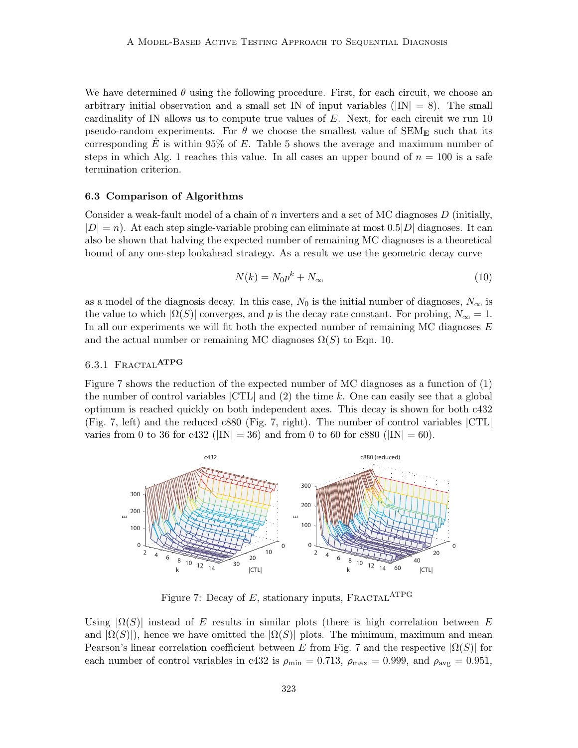We have determined $\theta$ using the following procedure. First, for each circuit, we choose an arbitrary initial observation and a small set IN of input variables ($|\text{IN}| = 8$). The small cardinality of IN allows us to compute true values of $E$. Next, for each circuit we run 10 pseudo-random experiments. For $\theta$ we choose the smallest value of $\text{SEM}_\mathbf{E}$ such that its corresponding $\hat{E}$ is within 95% of $E$. Table 5 shows the average and maximum number of steps in which Alg. 1 reaches this value. In all cases an upper bound of $n = 100$ is a safe termination criterion.

### 6.3 Comparison of Algorithms

Consider a weak-fault model of a chain of $n$ inverters and a set of MC diagnoses $D$ (initially, $|D| = n$). At each step single-variable probing can eliminate at most $0.5|D|$ diagnoses. It can also be shown that halving the expected number of remaining MC diagnoses is a theoretical bound of any one-step lookahead strategy. As a result we use the geometric decay curve

$$N(k) = N_0 p^k + N_\infty \tag{10}$$

as a model of the diagnosis decay. In this case, $N_0$ is the initial number of diagnoses, $N_\infty$ is the value to which $|\Omega(S)|$ converges, and $p$ is the decay rate constant. For probing, $N_\infty = 1$. In all our experiments we will fit both the expected number of remaining MC diagnoses $E$ and the actual number or remaining MC diagnoses $\Omega(S)$ to Eqn. 10.

#### 6.3.1 Fractal$^{\text{ATPG}}$

Figure 7 shows the reduction of the expected number of MC diagnoses as a function of (1) the number of control variables $|\text{CTL}|$ and (2) the time $k$. One can easily see that a global optimum is reached quickly on both independent axes. This decay is shown for both c432 (Fig. 7, left) and the reduced c880 (Fig. 7, right). The number of control variables $|\text{CTL}|$ varies from 0 to 36 for c432 ($|\text{IN}| = 36$) and from 0 to 60 for c880 ($|\text{IN}| = 60$).

Figure 7: Decay of $E$, stationary inputs, Fractal$^{\text{ATPG}}$

Using $|\Omega(S)|$ instead of $E$ results in similar plots (there is high correlation between $E$ and $|\Omega(S)|$), hence we have omitted the $|\Omega(S)|$ plots. The minimum, maximum and mean Pearson's linear correlation coefficient between $E$ from Fig. 7 and the respective $|\Omega(S)|$ for each number of control variables in c432 is $\rho_{\min} = 0.713$, $\rho_{\max} = 0.999$, and $\rho_{\text{avg}} = 0.951$,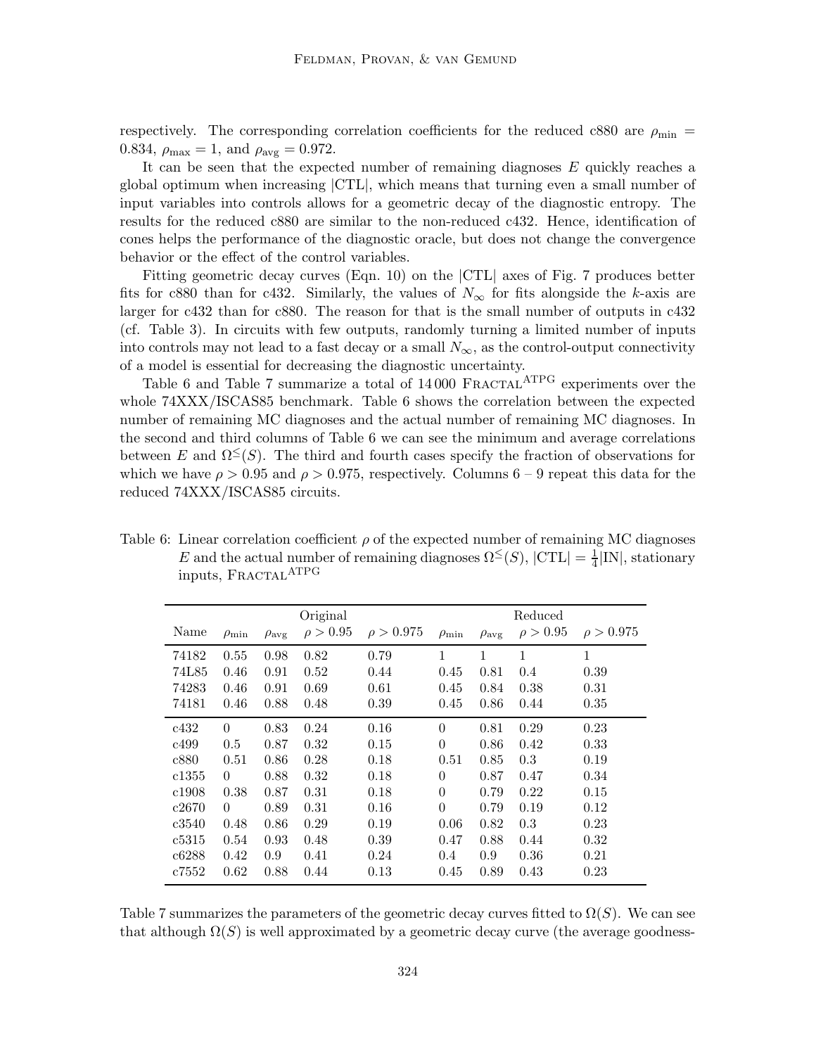respectively. The corresponding correlation coefficients for the reduced c880 are $\rho_{\min} = 0.834$, $\rho_{\max} = 1$, and $\rho_{\text{avg}} = 0.972$.

It can be seen that the expected number of remaining diagnoses $E$ quickly reaches a global optimum when increasing $|\text{CTL}|$, which means that turning even a small number of input variables into controls allows for a geometric decay of the diagnostic entropy. The results for the reduced c880 are similar to the non-reduced c432. Hence, identification of cones helps the performance of the diagnostic oracle, but does not change the convergence behavior or the effect of the control variables.

Fitting geometric decay curves (Eqn. 10) on the $|\text{CTL}|$ axes of Fig. 7 produces better fits for c880 than for c432. Similarly, the values of $N_\infty$ for fits alongside the $k$-axis are larger for c432 than for c880. The reason for that is the small number of outputs in c432 (cf. Table 3). In circuits with few outputs, randomly turning a limited number of inputs into controls may not lead to a fast decay or a small $N_\infty$, as the control-output connectivity of a model is essential for decreasing the diagnostic uncertainty.

Table 6 and Table 7 summarize a total of 14 000 FRACTAL$^{\text{ATPG}}$ experiments over the whole 74XXX/ISCAS85 benchmark. Table 6 shows the correlation between the expected number of remaining MC diagnoses and the actual number of remaining MC diagnoses. In the second and third columns of Table 6 we can see the minimum and average correlations between $E$ and $\Omega^{\leq}(S)$. The third and fourth cases specify the fraction of observations for which we have $\rho > 0.95$ and $\rho > 0.975$, respectively. Columns 6 – 9 repeat this data for the reduced 74XXX/ISCAS85 circuits.

Table 6: Linear correlation coefficient $\rho$ of the expected number of remaining MC diagnoses $E$ and the actual number of remaining diagnoses $\Omega^{\leq}(S)$, $|\text{CTL}| = \frac{1}{4}|\text{IN}|$, stationary inputs, FRACTAL$^{\text{ATPG}}$

| | Original | | | | Reduced | | | |
|---|---|---|---|---|---|---|---|---|
| Name | $\rho_{\min}$ | $\rho_{\text{avg}}$ | $\rho > 0.95$ | $\rho > 0.975$ | $\rho_{\min}$ | $\rho_{\text{avg}}$ | $\rho > 0.95$ | $\rho > 0.975$ |
| 74182 | 0.55 | 0.98 | 0.82 | 0.79 | 1 | 1 | 1 | 1 |
| 74L85 | 0.46 | 0.91 | 0.52 | 0.44 | 0.45 | 0.81 | 0.4 | 0.39 |
| 74283 | 0.46 | 0.91 | 0.69 | 0.61 | 0.45 | 0.84 | 0.38 | 0.31 |
| 74181 | 0.46 | 0.88 | 0.48 | 0.39 | 0.45 | 0.86 | 0.44 | 0.35 |
| c432 | 0 | 0.83 | 0.24 | 0.16 | 0 | 0.81 | 0.29 | 0.23 |
| c499 | 0.5 | 0.87 | 0.32 | 0.15 | 0 | 0.86 | 0.42 | 0.33 |
| c880 | 0.51 | 0.86 | 0.28 | 0.18 | 0.51 | 0.85 | 0.3 | 0.19 |
| c1355 | 0 | 0.88 | 0.32 | 0.18 | 0 | 0.87 | 0.47 | 0.34 |
| c1908 | 0.38 | 0.87 | 0.31 | 0.18 | 0 | 0.79 | 0.22 | 0.15 |
| c2670 | 0 | 0.89 | 0.31 | 0.16 | 0 | 0.79 | 0.19 | 0.12 |
| c3540 | 0.48 | 0.86 | 0.29 | 0.19 | 0.06 | 0.82 | 0.3 | 0.23 |
| c5315 | 0.54 | 0.93 | 0.48 | 0.39 | 0.47 | 0.88 | 0.44 | 0.32 |
| c6288 | 0.42 | 0.9 | 0.41 | 0.24 | 0.4 | 0.9 | 0.36 | 0.21 |
| c7552 | 0.62 | 0.88 | 0.44 | 0.13 | 0.45 | 0.89 | 0.43 | 0.23 |

Table 7 summarizes the parameters of the geometric decay curves fitted to $\Omega(S)$. We can see that although $\Omega(S)$ is well approximated by a geometric decay curve (the average goodness-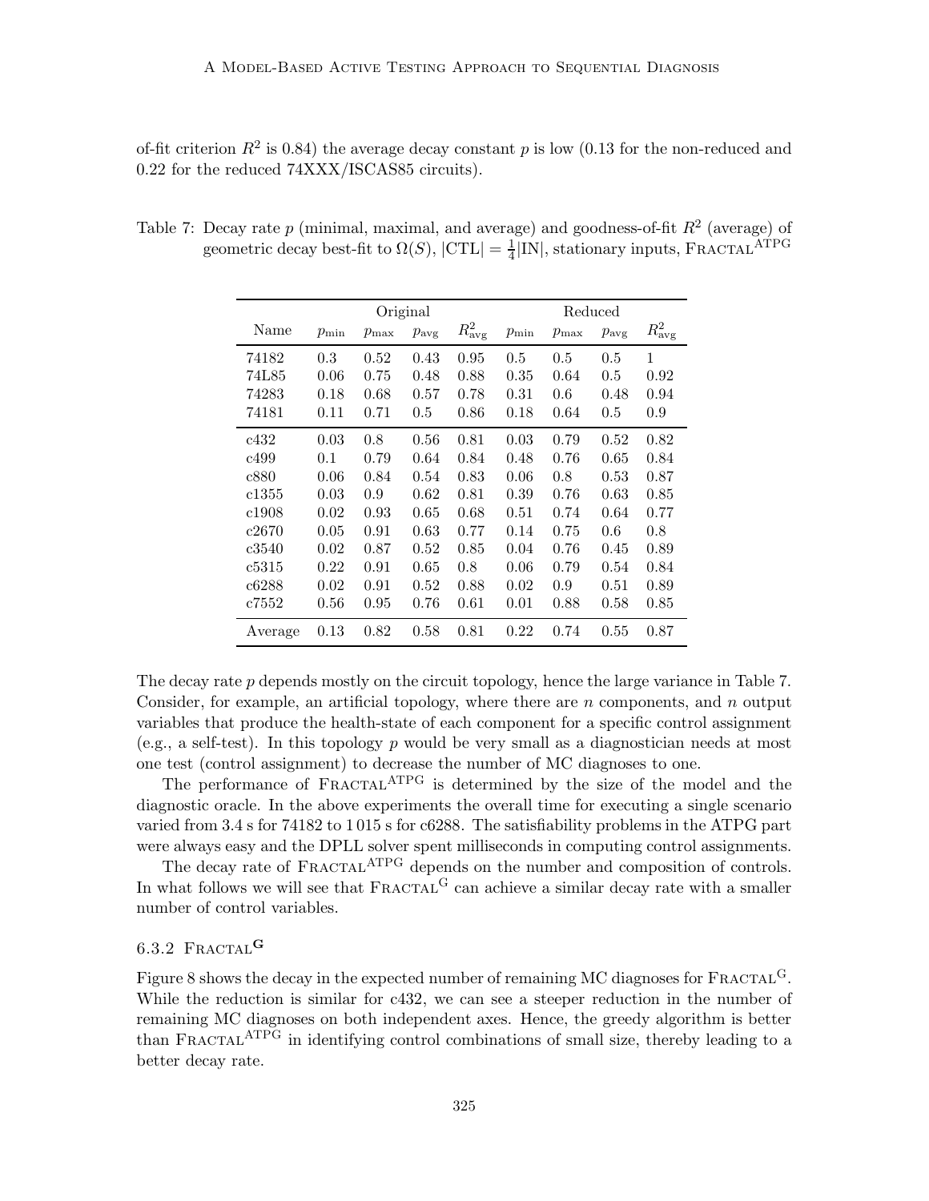of-fit criterion $R^2$ is 0.84) the average decay constant $p$ is low (0.13 for the non-reduced and 0.22 for the reduced 74XXX/ISCAS85 circuits).

Table 7: Decay rate $p$ (minimal, maximal, and average) and goodness-of-fit $R^2$ (average) of geometric decay best-fit to $\Omega(S)$, $|\text{CTL}| = \frac{1}{4}|\text{IN}|$, stationary inputs, FRACTAL$^{\text{ATPG}}$

| | Original | | | | Reduced | | | |
|---|---|---|---|---|---|---|---|---|
| Name | $p_{\min}$ | $p_{\max}$ | $p_{\text{avg}}$ | $R^2_{\text{avg}}$ | $p_{\min}$ | $p_{\max}$ | $p_{\text{avg}}$ | $R^2_{\text{avg}}$ |
| 74182 | 0.3 | 0.52 | 0.43 | 0.95 | 0.5 | 0.5 | 0.5 | 1 |
| 74L85 | 0.06 | 0.75 | 0.48 | 0.88 | 0.35 | 0.64 | 0.5 | 0.92 |
| 74283 | 0.18 | 0.68 | 0.57 | 0.78 | 0.31 | 0.6 | 0.48 | 0.94 |
| 74181 | 0.11 | 0.71 | 0.5 | 0.86 | 0.18 | 0.64 | 0.5 | 0.9 |
| c432 | 0.03 | 0.8 | 0.56 | 0.81 | 0.03 | 0.79 | 0.52 | 0.82 |
| c499 | 0.1 | 0.79 | 0.64 | 0.84 | 0.48 | 0.76 | 0.65 | 0.84 |
| c880 | 0.06 | 0.84 | 0.54 | 0.83 | 0.06 | 0.8 | 0.53 | 0.87 |
| c1355 | 0.03 | 0.9 | 0.62 | 0.81 | 0.39 | 0.76 | 0.63 | 0.85 |
| c1908 | 0.02 | 0.93 | 0.65 | 0.68 | 0.51 | 0.74 | 0.64 | 0.77 |
| c2670 | 0.05 | 0.91 | 0.63 | 0.77 | 0.14 | 0.75 | 0.6 | 0.8 |
| c3540 | 0.02 | 0.87 | 0.52 | 0.85 | 0.04 | 0.76 | 0.45 | 0.89 |
| c5315 | 0.22 | 0.91 | 0.65 | 0.8 | 0.06 | 0.79 | 0.54 | 0.84 |
| c6288 | 0.02 | 0.91 | 0.52 | 0.88 | 0.02 | 0.9 | 0.51 | 0.89 |
| c7552 | 0.56 | 0.95 | 0.76 | 0.61 | 0.01 | 0.88 | 0.58 | 0.85 |
| Average | 0.13 | 0.82 | 0.58 | 0.81 | 0.22 | 0.74 | 0.55 | 0.87 |

The decay rate $p$ depends mostly on the circuit topology, hence the large variance in Table 7. Consider, for example, an artificial topology, where there are $n$ components, and $n$ output variables that produce the health-state of each component for a specific control assignment (e.g., a self-test). In this topology $p$ would be very small as a diagnostician needs at most one test (control assignment) to decrease the number of MC diagnoses to one.

The performance of FRACTAL$^{\text{ATPG}}$ is determined by the size of the model and the diagnostic oracle. In the above experiments the overall time for executing a single scenario varied from 3.4 s for 74182 to 1 015 s for c6288. The satisfiability problems in the ATPG part were always easy and the DPLL solver spent milliseconds in computing control assignments.

The decay rate of FRACTAL$^{\text{ATPG}}$ depends on the number and composition of controls. In what follows we will see that FRACTAL$^{\text{G}}$ can achieve a similar decay rate with a smaller number of control variables.

### 6.3.2 FRACTAL$^{\text{G}}$

Figure 8 shows the decay in the expected number of remaining MC diagnoses for FRACTAL$^{\text{G}}$. While the reduction is similar for c432, we can see a steeper reduction in the number of remaining MC diagnoses on both independent axes. Hence, the greedy algorithm is better than FRACTAL$^{\text{ATPG}}$ in identifying control combinations of small size, thereby leading to a better decay rate.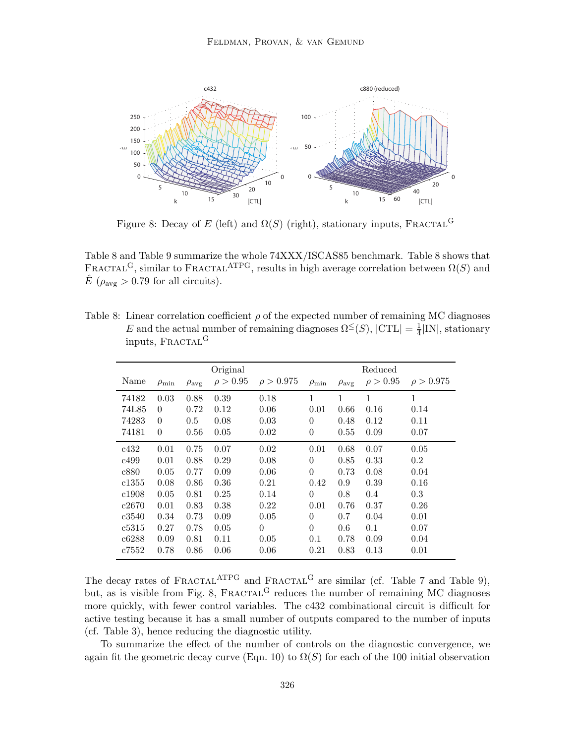Figure 8: Decay of $E$ (left) and $\Omega(S)$ (right), stationary inputs, FRACTAL$^{\text{G}}$

Table 8 and Table 9 summarize the whole 74XXX/ISCAS85 benchmark. Table 8 shows that FRACTAL$^{\text{G}}$, similar to FRACTAL$^{\text{ATPG}}$, results in high average correlation between $\Omega(S)$ and $\hat{E}$ ($\rho_{\text{avg}} > 0.79$ for all circuits).

Table 8: Linear correlation coefficient $\rho$ of the expected number of remaining MC diagnoses $E$ and the actual number of remaining diagnoses $\Omega^{\leq}(S)$, $|\text{CTL}| = \frac{1}{4}|\text{IN}|$, stationary inputs, FRACTAL$^{\text{G}}$

| | Original | | | | Reduced | | | |
|---|---|---|---|---|---|---|---|---|
| Name | $\rho_{\min}$ | $\rho_{\text{avg}}$ | $\rho > 0.95$ | $\rho > 0.975$ | $\rho_{\min}$ | $\rho_{\text{avg}}$ | $\rho > 0.95$ | $\rho > 0.975$ |
| 74182 | 0.03 | 0.88 | 0.39 | 0.18 | 1 | 1 | 1 | 1 |
| 74L85 | 0 | 0.72 | 0.12 | 0.06 | 0.01 | 0.66 | 0.16 | 0.14 |
| 74283 | 0 | 0.5 | 0.08 | 0.03 | 0 | 0.48 | 0.12 | 0.11 |
| 74181 | 0 | 0.56 | 0.05 | 0.02 | 0 | 0.55 | 0.09 | 0.07 |
| c432 | 0.01 | 0.75 | 0.07 | 0.02 | 0.01 | 0.68 | 0.07 | 0.05 |
| c499 | 0.01 | 0.88 | 0.29 | 0.08 | 0 | 0.85 | 0.33 | 0.2 |
| c880 | 0.05 | 0.77 | 0.09 | 0.06 | 0 | 0.73 | 0.08 | 0.04 |
| c1355 | 0.08 | 0.86 | 0.36 | 0.21 | 0.42 | 0.9 | 0.39 | 0.16 |
| c1908 | 0.05 | 0.81 | 0.25 | 0.14 | 0 | 0.8 | 0.4 | 0.3 |
| c2670 | 0.01 | 0.83 | 0.38 | 0.22 | 0.01 | 0.76 | 0.37 | 0.26 |
| c3540 | 0.34 | 0.73 | 0.09 | 0.05 | 0 | 0.7 | 0.04 | 0.01 |
| c5315 | 0.27 | 0.78 | 0.05 | 0 | 0 | 0.6 | 0.1 | 0.07 |
| c6288 | 0.09 | 0.81 | 0.11 | 0.05 | 0.1 | 0.78 | 0.09 | 0.04 |
| c7552 | 0.78 | 0.86 | 0.06 | 0.06 | 0.21 | 0.83 | 0.13 | 0.01 |

The decay rates of FRACTAL$^{\text{ATPG}}$ and FRACTAL$^{\text{G}}$ are similar (cf. Table 7 and Table 9), but, as is visible from Fig. 8, FRACTAL$^{\text{G}}$ reduces the number of remaining MC diagnoses more quickly, with fewer control variables. The c432 combinational circuit is difficult for active testing because it has a small number of outputs compared to the number of inputs (cf. Table 3), hence reducing the diagnostic utility.

To summarize the effect of the number of controls on the diagnostic convergence, we again fit the geometric decay curve (Eqn. 10) to $\Omega(S)$ for each of the 100 initial observation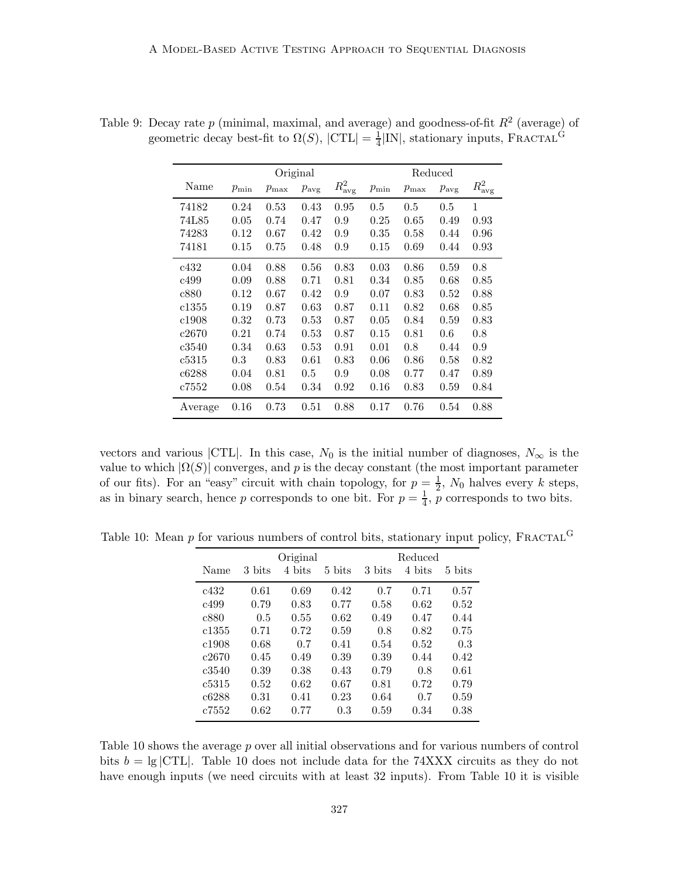Table 9: Decay rate $p$ (minimal, maximal, and average) and goodness-of-fit $R^2$ (average) of geometric decay best-fit to $\Omega(S)$, $|\text{CTL}| = \frac{1}{4}|\text{IN}|$, stationary inputs, $\text{FRACTAL}^{\text{G}}$

| | Original | | | | Reduced | | | |
|---|---|---|---|---|---|---|---|---|
| Name | $p_{\min}$ | $p_{\max}$ | $p_{\text{avg}}$ | $R^2_{\text{avg}}$ | $p_{\min}$ | $p_{\max}$ | $p_{\text{avg}}$ | $R^2_{\text{avg}}$ |
| 74182 | 0.24 | 0.53 | 0.43 | 0.95 | 0.5 | 0.5 | 0.5 | 1 |
| 74L85 | 0.05 | 0.74 | 0.47 | 0.9 | 0.25 | 0.65 | 0.49 | 0.93 |
| 74283 | 0.12 | 0.67 | 0.42 | 0.9 | 0.35 | 0.58 | 0.44 | 0.96 |
| 74181 | 0.15 | 0.75 | 0.48 | 0.9 | 0.15 | 0.69 | 0.44 | 0.93 |
| c432 | 0.04 | 0.88 | 0.56 | 0.83 | 0.03 | 0.86 | 0.59 | 0.8 |
| c499 | 0.09 | 0.88 | 0.71 | 0.81 | 0.34 | 0.85 | 0.68 | 0.85 |
| c880 | 0.12 | 0.67 | 0.42 | 0.9 | 0.07 | 0.83 | 0.52 | 0.88 |
| c1355 | 0.19 | 0.87 | 0.63 | 0.87 | 0.11 | 0.82 | 0.68 | 0.85 |
| c1908 | 0.32 | 0.73 | 0.53 | 0.87 | 0.05 | 0.84 | 0.59 | 0.83 |
| c2670 | 0.21 | 0.74 | 0.53 | 0.87 | 0.15 | 0.81 | 0.6 | 0.8 |
| c3540 | 0.34 | 0.63 | 0.53 | 0.91 | 0.01 | 0.8 | 0.44 | 0.9 |
| c5315 | 0.3 | 0.83 | 0.61 | 0.83 | 0.06 | 0.86 | 0.58 | 0.82 |
| c6288 | 0.04 | 0.81 | 0.5 | 0.9 | 0.08 | 0.77 | 0.47 | 0.89 |
| c7552 | 0.08 | 0.54 | 0.34 | 0.92 | 0.16 | 0.83 | 0.59 | 0.84 |
| Average | 0.16 | 0.73 | 0.51 | 0.88 | 0.17 | 0.76 | 0.54 | 0.88 |

vectors and various $|\text{CTL}|$. In this case, $N_0$ is the initial number of diagnoses, $N_\infty$ is the value to which $|\Omega(S)|$ converges, and $p$ is the decay constant (the most important parameter of our fits). For an "easy" circuit with chain topology, for $p = \frac{1}{2}$, $N_0$ halves every $k$ steps, as in binary search, hence $p$ corresponds to one bit. For $p = \frac{1}{4}$, $p$ corresponds to two bits.

Table 10: Mean $p$ for various numbers of control bits, stationary input policy, $\text{FRACTAL}^{\text{G}}$

| | Original | | | Reduced | | |
|---|---|---|---|---|---|---|
| Name | 3 bits | 4 bits | 5 bits | 3 bits | 4 bits | 5 bits |
| c432 | 0.61 | 0.69 | 0.42 | 0.7 | 0.71 | 0.57 |
| c499 | 0.79 | 0.83 | 0.77 | 0.58 | 0.62 | 0.52 |
| c880 | 0.5 | 0.55 | 0.62 | 0.49 | 0.47 | 0.44 |
| c1355 | 0.71 | 0.72 | 0.59 | 0.8 | 0.82 | 0.75 |
| c1908 | 0.68 | 0.7 | 0.41 | 0.54 | 0.52 | 0.3 |
| c2670 | 0.45 | 0.49 | 0.39 | 0.39 | 0.44 | 0.42 |
| c3540 | 0.39 | 0.38 | 0.43 | 0.79 | 0.8 | 0.61 |
| c5315 | 0.52 | 0.62 | 0.67 | 0.81 | 0.72 | 0.79 |
| c6288 | 0.31 | 0.41 | 0.23 | 0.64 | 0.7 | 0.59 |
| c7552 | 0.62 | 0.77 | 0.3 | 0.59 | 0.34 | 0.38 |

Table 10 shows the average $p$ over all initial observations and for various numbers of control bits $b = \lg |\text{CTL}|$. Table 10 does not include data for the 74XXX circuits as they do not have enough inputs (we need circuits with at least 32 inputs). From Table 10 it is visible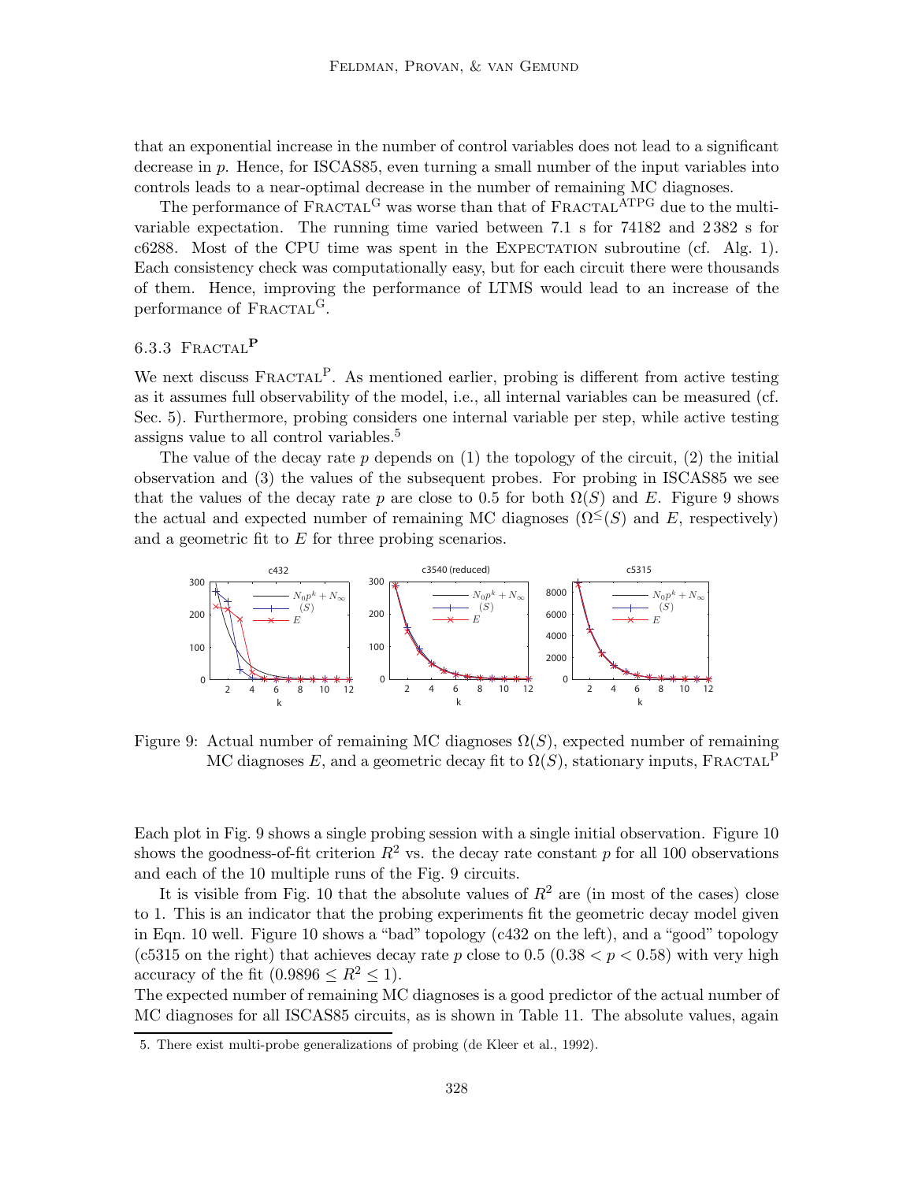that an exponential increase in the number of control variables does not lead to a significant decrease in $p$. Hence, for ISCAS85, even turning a small number of the input variables into controls leads to a near-optimal decrease in the number of remaining MC diagnoses.

The performance of FRACTAL$^{\mathrm{G}}$ was worse than that of FRACTAL$^{\mathrm{ATPG}}$ due to the multi-variable expectation. The running time varied between 7.1 s for 74182 and 2 382 s for c6288. Most of the CPU time was spent in the EXPECTATION subroutine (cf. Alg. 1). Each consistency check was computationally easy, but for each circuit there were thousands of them. Hence, improving the performance of LTMS would lead to an increase of the performance of FRACTAL$^{\mathrm{G}}$.

### 6.3.3 FRACTAL$^{\mathbf{P}}$

We next discuss FRACTAL$^{\mathrm{P}}$. As mentioned earlier, probing is different from active testing as it assumes full observability of the model, i.e., all internal variables can be measured (cf. Sec. 5). Furthermore, probing considers one internal variable per step, while active testing assigns value to all control variables.[5]

The value of the decay rate $p$ depends on (1) the topology of the circuit, (2) the initial observation and (3) the values of the subsequent probes. For probing in ISCAS85 we see that the values of the decay rate $p$ are close to 0.5 for both $\Omega(S)$ and $E$. Figure 9 shows the actual and expected number of remaining MC diagnoses ($\Omega^{\leq}(S)$ and $E$, respectively) and a geometric fit to $E$ for three probing scenarios.

Figure 9: Actual number of remaining MC diagnoses $\Omega(S)$, expected number of remaining MC diagnoses $E$, and a geometric decay fit to $\Omega(S)$, stationary inputs, FRACTAL$^{\mathrm{P}}$

Each plot in Fig. 9 shows a single probing session with a single initial observation. Figure 10 shows the goodness-of-fit criterion $R^2$ vs. the decay rate constant $p$ for all 100 observations and each of the 10 multiple runs of the Fig. 9 circuits.

It is visible from Fig. 10 that the absolute values of $R^2$ are (in most of the cases) close to 1. This is an indicator that the probing experiments fit the geometric decay model given in Eqn. 10 well. Figure 10 shows a "bad" topology (c432 on the left), and a "good" topology (c5315 on the right) that achieves decay rate $p$ close to 0.5 ($0.38 < p < 0.58$) with very high accuracy of the fit ($0.9896 \leq R^2 \leq 1$).

The expected number of remaining MC diagnoses is a good predictor of the actual number of MC diagnoses for all ISCAS85 circuits, as is shown in Table 11. The absolute values, again

5. There exist multi-probe generalizations of probing (de Kleer et al., 1992).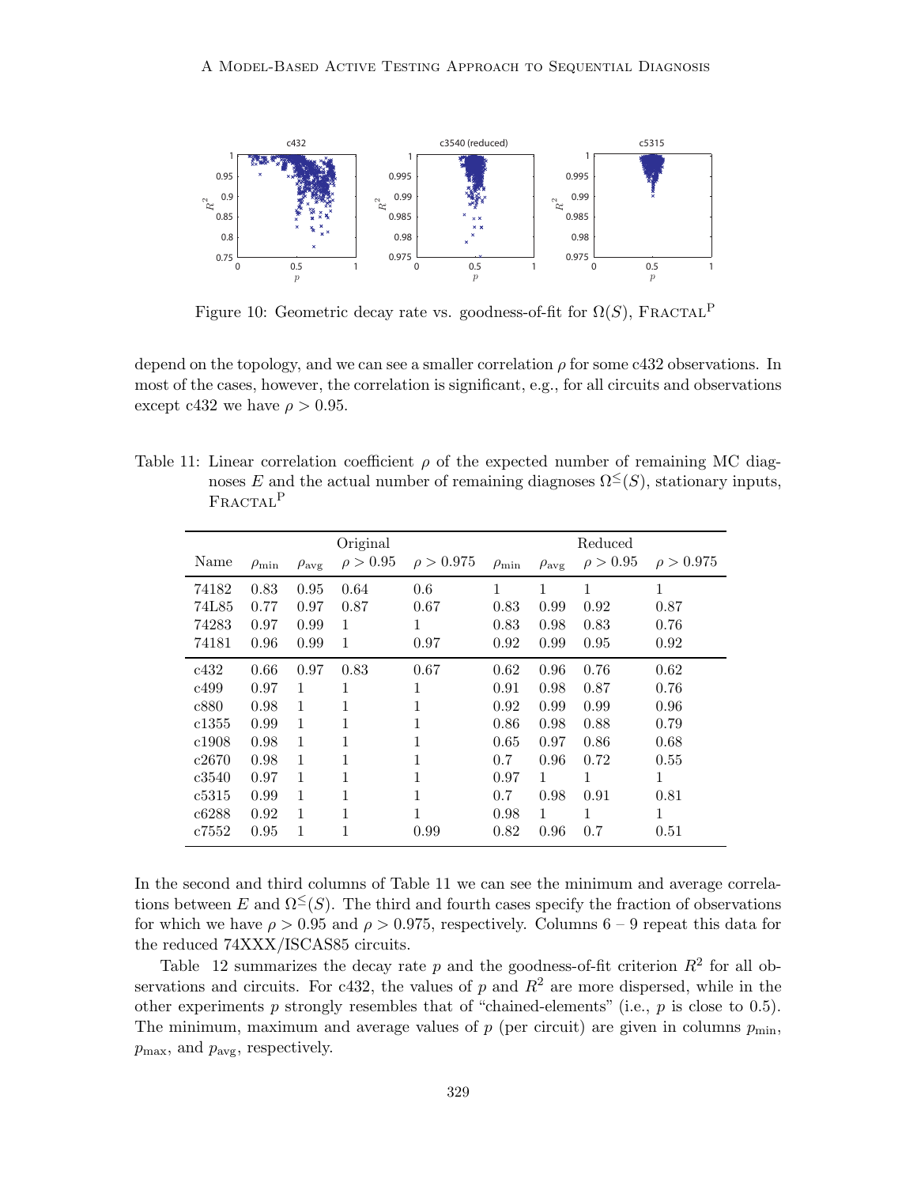Figure 10: Geometric decay rate vs. goodness-of-fit for $\Omega(S)$, FRACTAL$^{\text{P}}$

depend on the topology, and we can see a smaller correlation $\rho$ for some c432 observations. In most of the cases, however, the correlation is significant, e.g., for all circuits and observations except c432 we have $\rho > 0.95$.

Table 11: Linear correlation coefficient $\rho$ of the expected number of remaining MC diagnoses $E$ and the actual number of remaining diagnoses $\Omega^{\leq}(S)$, stationary inputs, FRACTAL$^{\text{P}}$

| | Original | | | | Reduced | | | |
|---|---|---|---|---|---|---|---|---|
| Name | $\rho_{\text{min}}$ | $\rho_{\text{avg}}$ | $\rho > 0.95$ | $\rho > 0.975$ | $\rho_{\text{min}}$ | $\rho_{\text{avg}}$ | $\rho > 0.95$ | $\rho > 0.975$ |
| 74182 | 0.83 | 0.95 | 0.64 | 0.6 | 1 | 1 | 1 | 1 |
| 74L85 | 0.77 | 0.97 | 0.87 | 0.67 | 0.83 | 0.99 | 0.92 | 0.87 |
| 74283 | 0.97 | 0.99 | 1 | 1 | 0.83 | 0.98 | 0.83 | 0.76 |
| 74181 | 0.96 | 0.99 | 1 | 0.97 | 0.92 | 0.99 | 0.95 | 0.92 |
| c432 | 0.66 | 0.97 | 0.83 | 0.67 | 0.62 | 0.96 | 0.76 | 0.62 |
| c499 | 0.97 | 1 | 1 | 1 | 0.91 | 0.98 | 0.87 | 0.76 |
| c880 | 0.98 | 1 | 1 | 1 | 0.92 | 0.99 | 0.99 | 0.96 |
| c1355 | 0.99 | 1 | 1 | 1 | 0.86 | 0.98 | 0.88 | 0.79 |
| c1908 | 0.98 | 1 | 1 | 1 | 0.65 | 0.97 | 0.86 | 0.68 |
| c2670 | 0.98 | 1 | 1 | 1 | 0.7 | 0.96 | 0.72 | 0.55 |
| c3540 | 0.97 | 1 | 1 | 1 | 0.97 | 1 | 1 | 1 |
| c5315 | 0.99 | 1 | 1 | 1 | 0.7 | 0.98 | 0.91 | 0.81 |
| c6288 | 0.92 | 1 | 1 | 1 | 0.98 | 1 | 1 | 1 |
| c7552 | 0.95 | 1 | 1 | 0.99 | 0.82 | 0.96 | 0.7 | 0.51 |

In the second and third columns of Table 11 we can see the minimum and average correlations between $E$ and $\Omega^{\leq}(S)$. The third and fourth cases specify the fraction of observations for which we have $\rho > 0.95$ and $\rho > 0.975$, respectively. Columns 6 – 9 repeat this data for the reduced 74XXX/ISCAS85 circuits.

Table 12 summarizes the decay rate $p$ and the goodness-of-fit criterion $R^2$ for all observations and circuits. For c432, the values of $p$ and $R^2$ are more dispersed, while in the other experiments $p$ strongly resembles that of "chained-elements" (i.e., $p$ is close to 0.5). The minimum, maximum and average values of $p$ (per circuit) are given in columns $p_{\text{min}}$, $p_{\text{max}}$, and $p_{\text{avg}}$, respectively.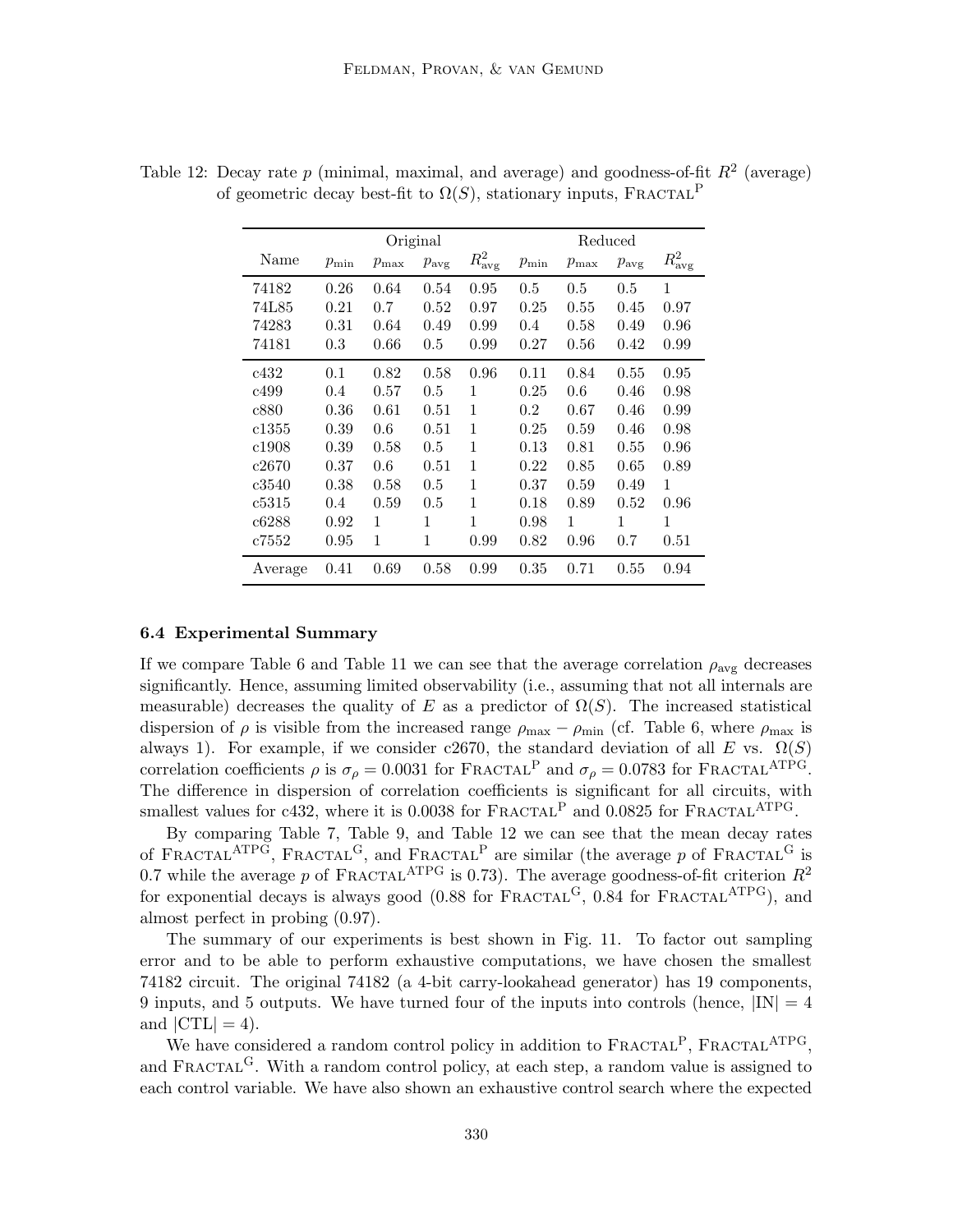Table 12: Decay rate $p$ (minimal, maximal, and average) and goodness-of-fit $R^2$ (average) of geometric decay best-fit to $\Omega(S)$, stationary inputs, FRACTAL$^{\text{P}}$

| Name | Original | | | | Reduced | | | |
|---|---|---|---|---|---|---|---|---|
| | $p_{\min}$ | $p_{\max}$ | $p_{\text{avg}}$ | $R^2_{\text{avg}}$ | $p_{\min}$ | $p_{\max}$ | $p_{\text{avg}}$ | $R^2_{\text{avg}}$ |
| 74182 | 0.26 | 0.64 | 0.54 | 0.95 | 0.5 | 0.5 | 0.5 | 1 |
| 74L85 | 0.21 | 0.7 | 0.52 | 0.97 | 0.25 | 0.55 | 0.45 | 0.97 |
| 74283 | 0.31 | 0.64 | 0.49 | 0.99 | 0.4 | 0.58 | 0.49 | 0.96 |
| 74181 | 0.3 | 0.66 | 0.5 | 0.99 | 0.27 | 0.56 | 0.42 | 0.99 |
| c432 | 0.1 | 0.82 | 0.58 | 0.96 | 0.11 | 0.84 | 0.55 | 0.95 |
| c499 | 0.4 | 0.57 | 0.5 | 1 | 0.25 | 0.6 | 0.46 | 0.98 |
| c880 | 0.36 | 0.61 | 0.51 | 1 | 0.2 | 0.67 | 0.46 | 0.99 |
| c1355 | 0.39 | 0.6 | 0.51 | 1 | 0.25 | 0.59 | 0.46 | 0.98 |
| c1908 | 0.39 | 0.58 | 0.5 | 1 | 0.13 | 0.81 | 0.55 | 0.96 |
| c2670 | 0.37 | 0.6 | 0.51 | 1 | 0.22 | 0.85 | 0.65 | 0.89 |
| c3540 | 0.38 | 0.58 | 0.5 | 1 | 0.37 | 0.59 | 0.49 | 1 |
| c5315 | 0.4 | 0.59 | 0.5 | 1 | 0.18 | 0.89 | 0.52 | 0.96 |
| c6288 | 0.92 | 1 | 1 | 1 | 0.98 | 1 | 1 | 1 |
| c7552 | 0.95 | 1 | 1 | 0.99 | 0.82 | 0.96 | 0.7 | 0.51 |
| Average | 0.41 | 0.69 | 0.58 | 0.99 | 0.35 | 0.71 | 0.55 | 0.94 |

### 6.4 Experimental Summary

If we compare Table 6 and Table 11 we can see that the average correlation $\rho_{\text{avg}}$ decreases significantly. Hence, assuming limited observability (i.e., assuming that not all internals are measurable) decreases the quality of $E$ as a predictor of $\Omega(S)$. The increased statistical dispersion of $\rho$ is visible from the increased range $\rho_{\max} - \rho_{\min}$ (cf. Table 6, where $\rho_{\max}$ is always 1). For example, if we consider c2670, the standard deviation of all $E$ vs. $\Omega(S)$ correlation coefficients $\rho$ is $\sigma_\rho = 0.0031$ for FRACTAL$^{\text{P}}$ and $\sigma_\rho = 0.0783$ for FRACTAL$^{\text{ATPG}}$. The difference in dispersion of correlation coefficients is significant for all circuits, with smallest values for c432, where it is 0.0038 for FRACTAL$^{\text{P}}$ and 0.0825 for FRACTAL$^{\text{ATPG}}$.

By comparing Table 7, Table 9, and Table 12 we can see that the mean decay rates of FRACTAL$^{\text{ATPG}}$, FRACTAL$^{\text{G}}$, and FRACTAL$^{\text{P}}$ are similar (the average $p$ of FRACTAL$^{\text{G}}$ is 0.7 while the average $p$ of FRACTAL$^{\text{ATPG}}$ is 0.73). The average goodness-of-fit criterion $R^2$ for exponential decays is always good (0.88 for FRACTAL$^{\text{G}}$, 0.84 for FRACTAL$^{\text{ATPG}}$), and almost perfect in probing (0.97).

The summary of our experiments is best shown in Fig. 11. To factor out sampling error and to be able to perform exhaustive computations, we have chosen the smallest 74182 circuit. The original 74182 (a 4-bit carry-lookahead generator) has 19 components, 9 inputs, and 5 outputs. We have turned four of the inputs into controls (hence, $|\text{IN}| = 4$ and $|\text{CTL}| = 4$).

We have considered a random control policy in addition to FRACTAL$^{\text{P}}$, FRACTAL$^{\text{ATPG}}$, and FRACTAL$^{\text{G}}$. With a random control policy, at each step, a random value is assigned to each control variable. We have also shown an exhaustive control search where the expected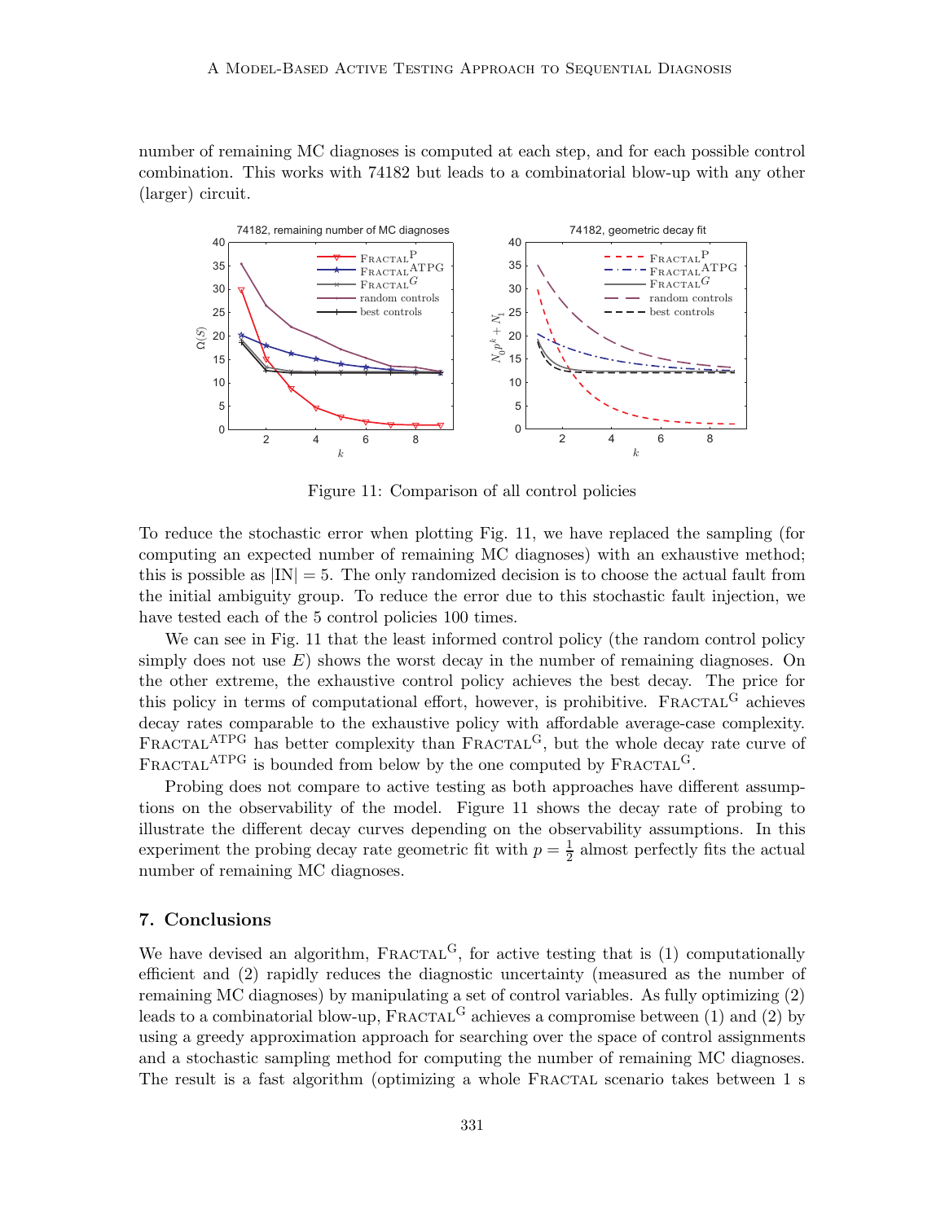number of remaining MC diagnoses is computed at each step, and for each possible control combination. This works with 74182 but leads to a combinatorial blow-up with any other (larger) circuit.

Figure 11: Comparison of all control policies

To reduce the stochastic error when plotting Fig. 11, we have replaced the sampling (for computing an expected number of remaining MC diagnoses) with an exhaustive method; this is possible as $|\mathrm{IN}| = 5$. The only randomized decision is to choose the actual fault from the initial ambiguity group. To reduce the error due to this stochastic fault injection, we have tested each of the 5 control policies 100 times.

We can see in Fig. 11 that the least informed control policy (the random control policy simply does not use $E$) shows the worst decay in the number of remaining diagnoses. On the other extreme, the exhaustive control policy achieves the best decay. The price for this policy in terms of computational effort, however, is prohibitive. Fractal$^{\mathrm{G}}$ achieves decay rates comparable to the exhaustive policy with affordable average-case complexity. Fractal$^{\mathrm{ATPG}}$ has better complexity than Fractal$^{\mathrm{G}}$, but the whole decay rate curve of Fractal$^{\mathrm{ATPG}}$ is bounded from below by the one computed by Fractal$^{\mathrm{G}}$.

Probing does not compare to active testing as both approaches have different assumptions on the observability of the model. Figure 11 shows the decay rate of probing to illustrate the different decay curves depending on the observability assumptions. In this experiment the probing decay rate geometric fit with $p = \frac{1}{2}$ almost perfectly fits the actual number of remaining MC diagnoses.

## 7. Conclusions

We have devised an algorithm, Fractal$^{\mathrm{G}}$, for active testing that is (1) computationally efficient and (2) rapidly reduces the diagnostic uncertainty (measured as the number of remaining MC diagnoses) by manipulating a set of control variables. As fully optimizing (2) leads to a combinatorial blow-up, Fractal$^{\mathrm{G}}$ achieves a compromise between (1) and (2) by using a greedy approximation approach for searching over the space of control assignments and a stochastic sampling method for computing the number of remaining MC diagnoses. The result is a fast algorithm (optimizing a whole Fractal scenario takes between 1 s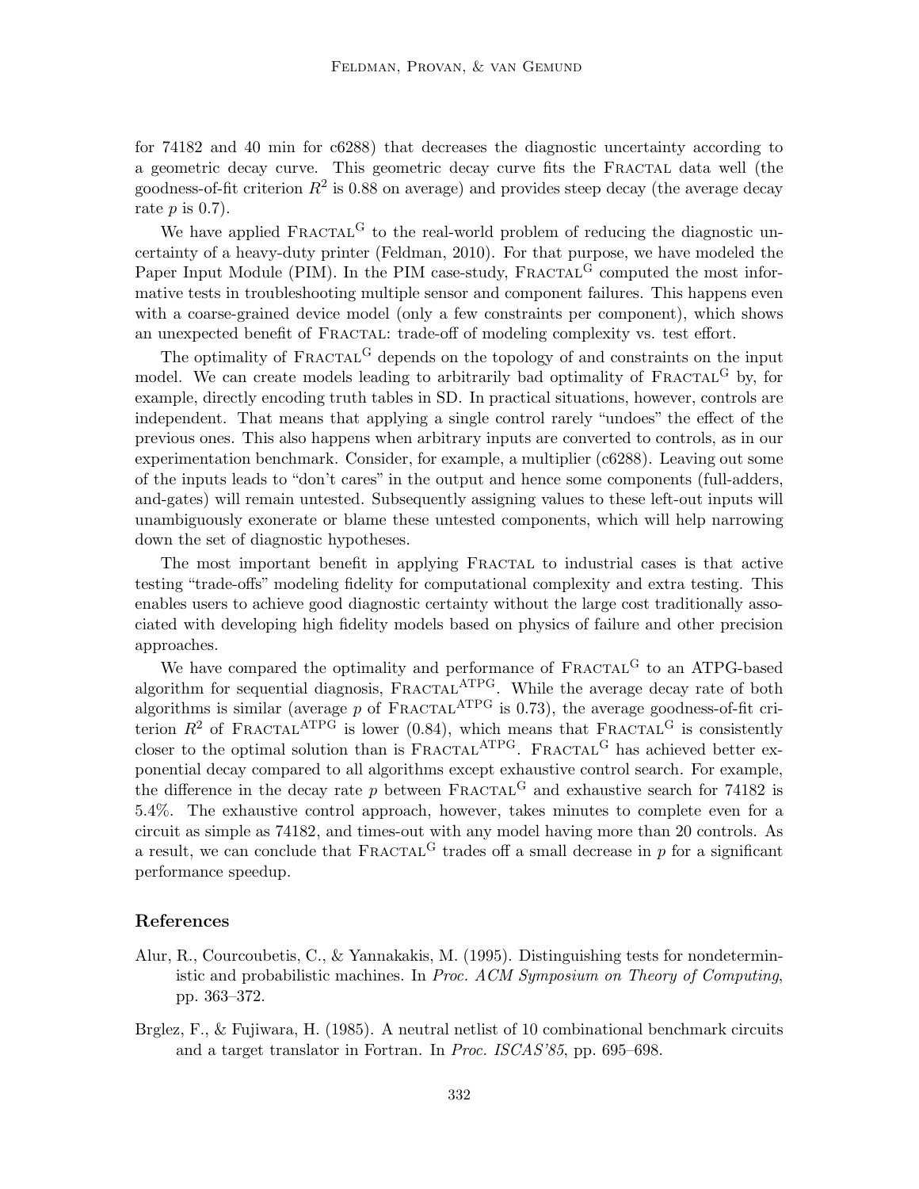for 74182 and 40 min for c6288) that decreases the diagnostic uncertainty according to a geometric decay curve. This geometric decay curve fits the FRACTAL data well (the goodness-of-fit criterion $R^2$ is 0.88 on average) and provides steep decay (the average decay rate $p$ is 0.7).

We have applied FRACTAL$^{\text{G}}$ to the real-world problem of reducing the diagnostic uncertainty of a heavy-duty printer (Feldman, 2010). For that purpose, we have modeled the Paper Input Module (PIM). In the PIM case-study, FRACTAL$^{\text{G}}$ computed the most informative tests in troubleshooting multiple sensor and component failures. This happens even with a coarse-grained device model (only a few constraints per component), which shows an unexpected benefit of FRACTAL: trade-off of modeling complexity vs. test effort.

The optimality of FRACTAL$^{\text{G}}$ depends on the topology of and constraints on the input model. We can create models leading to arbitrarily bad optimality of FRACTAL$^{\text{G}}$ by, for example, directly encoding truth tables in SD. In practical situations, however, controls are independent. That means that applying a single control rarely "undoes" the effect of the previous ones. This also happens when arbitrary inputs are converted to controls, as in our experimentation benchmark. Consider, for example, a multiplier (c6288). Leaving out some of the inputs leads to "don't cares" in the output and hence some components (full-adders, and-gates) will remain untested. Subsequently assigning values to these left-out inputs will unambiguously exonerate or blame these untested components, which will help narrowing down the set of diagnostic hypotheses.

The most important benefit in applying FRACTAL to industrial cases is that active testing "trade-offs" modeling fidelity for computational complexity and extra testing. This enables users to achieve good diagnostic certainty without the large cost traditionally associated with developing high fidelity models based on physics of failure and other precision approaches.

We have compared the optimality and performance of FRACTAL$^{\text{G}}$ to an ATPG-based algorithm for sequential diagnosis, FRACTAL$^{\text{ATPG}}$. While the average decay rate of both algorithms is similar (average $p$ of FRACTAL$^{\text{ATPG}}$ is 0.73), the average goodness-of-fit criterion $R^2$ of FRACTAL$^{\text{ATPG}}$ is lower (0.84), which means that FRACTAL$^{\text{G}}$ is consistently closer to the optimal solution than is FRACTAL$^{\text{ATPG}}$. FRACTAL$^{\text{G}}$ has achieved better exponential decay compared to all algorithms except exhaustive control search. For example, the difference in the decay rate $p$ between FRACTAL$^{\text{G}}$ and exhaustive search for 74182 is 5.4%. The exhaustive control approach, however, takes minutes to complete even for a circuit as simple as 74182, and times-out with any model having more than 20 controls. As a result, we can conclude that FRACTAL$^{\text{G}}$ trades off a small decrease in $p$ for a significant performance speedup.

## References

Alur, R., Courcoubetis, C., & Yannakakis, M. (1995). Distinguishing tests for nondeterministic and probabilistic machines. In *Proc. ACM Symposium on Theory of Computing*, pp. 363–372.

Brglez, F., & Fujiwara, H. (1985). A neutral netlist of 10 combinational benchmark circuits and a target translator in Fortran. In *Proc. ISCAS'85*, pp. 695–698.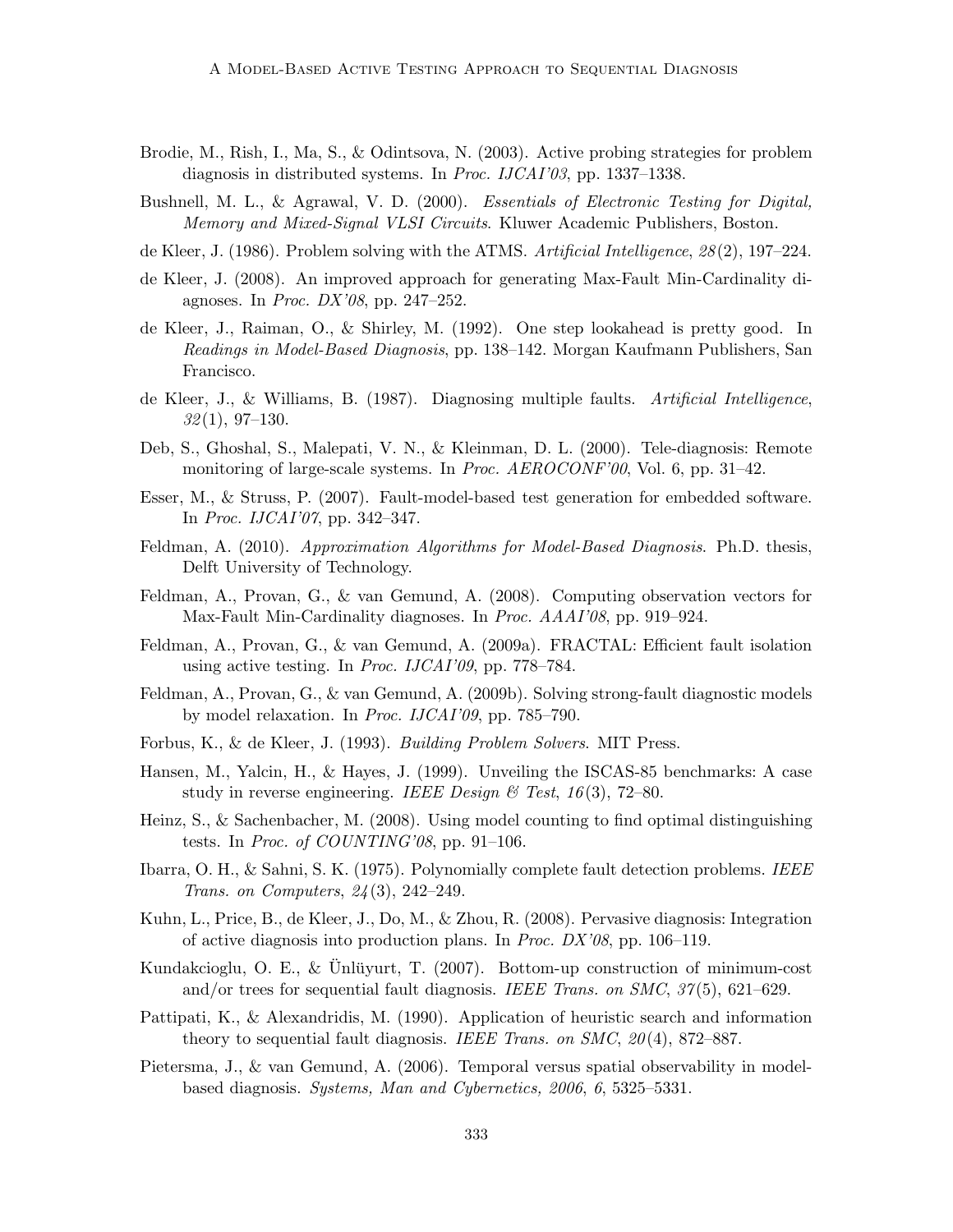Brodie, M., Rish, I., Ma, S., & Odintsova, N. (2003). Active probing strategies for problem diagnosis in distributed systems. In *Proc. IJCAI'03*, pp. 1337–1338.

Bushnell, M. L., & Agrawal, V. D. (2000). *Essentials of Electronic Testing for Digital, Memory and Mixed-Signal VLSI Circuits*. Kluwer Academic Publishers, Boston.

de Kleer, J. (1986). Problem solving with the ATMS. *Artificial Intelligence*, *28*(2), 197–224.

de Kleer, J. (2008). An improved approach for generating Max-Fault Min-Cardinality diagnoses. In *Proc. DX'08*, pp. 247–252.

de Kleer, J., Raiman, O., & Shirley, M. (1992). One step lookahead is pretty good. In *Readings in Model-Based Diagnosis*, pp. 138–142. Morgan Kaufmann Publishers, San Francisco.

de Kleer, J., & Williams, B. (1987). Diagnosing multiple faults. *Artificial Intelligence*, *32*(1), 97–130.

Deb, S., Ghoshal, S., Malepati, V. N., & Kleinman, D. L. (2000). Tele-diagnosis: Remote monitoring of large-scale systems. In *Proc. AEROCONF'00*, Vol. 6, pp. 31–42.

Esser, M., & Struss, P. (2007). Fault-model-based test generation for embedded software. In *Proc. IJCAI'07*, pp. 342–347.

Feldman, A. (2010). *Approximation Algorithms for Model-Based Diagnosis*. Ph.D. thesis, Delft University of Technology.

Feldman, A., Provan, G., & van Gemund, A. (2008). Computing observation vectors for Max-Fault Min-Cardinality diagnoses. In *Proc. AAAI'08*, pp. 919–924.

Feldman, A., Provan, G., & van Gemund, A. (2009a). FRACTAL: Efficient fault isolation using active testing. In *Proc. IJCAI'09*, pp. 778–784.

Feldman, A., Provan, G., & van Gemund, A. (2009b). Solving strong-fault diagnostic models by model relaxation. In *Proc. IJCAI'09*, pp. 785–790.

Forbus, K., & de Kleer, J. (1993). *Building Problem Solvers*. MIT Press.

Hansen, M., Yalcin, H., & Hayes, J. (1999). Unveiling the ISCAS-85 benchmarks: A case study in reverse engineering. *IEEE Design & Test*, *16*(3), 72–80.

Heinz, S., & Sachenbacher, M. (2008). Using model counting to find optimal distinguishing tests. In *Proc. of COUNTING'08*, pp. 91–106.

Ibarra, O. H., & Sahni, S. K. (1975). Polynomially complete fault detection problems. *IEEE Trans. on Computers*, *24*(3), 242–249.

Kuhn, L., Price, B., de Kleer, J., Do, M., & Zhou, R. (2008). Pervasive diagnosis: Integration of active diagnosis into production plans. In *Proc. DX'08*, pp. 106–119.

Kundakcioglu, O. E., & Ünlüyurt, T. (2007). Bottom-up construction of minimum-cost and/or trees for sequential fault diagnosis. *IEEE Trans. on SMC*, *37*(5), 621–629.

Pattipati, K., & Alexandridis, M. (1990). Application of heuristic search and information theory to sequential fault diagnosis. *IEEE Trans. on SMC*, *20*(4), 872–887.

Pietersma, J., & van Gemund, A. (2006). Temporal versus spatial observability in model-based diagnosis. *Systems, Man and Cybernetics, 2006*, *6*, 5325–5331.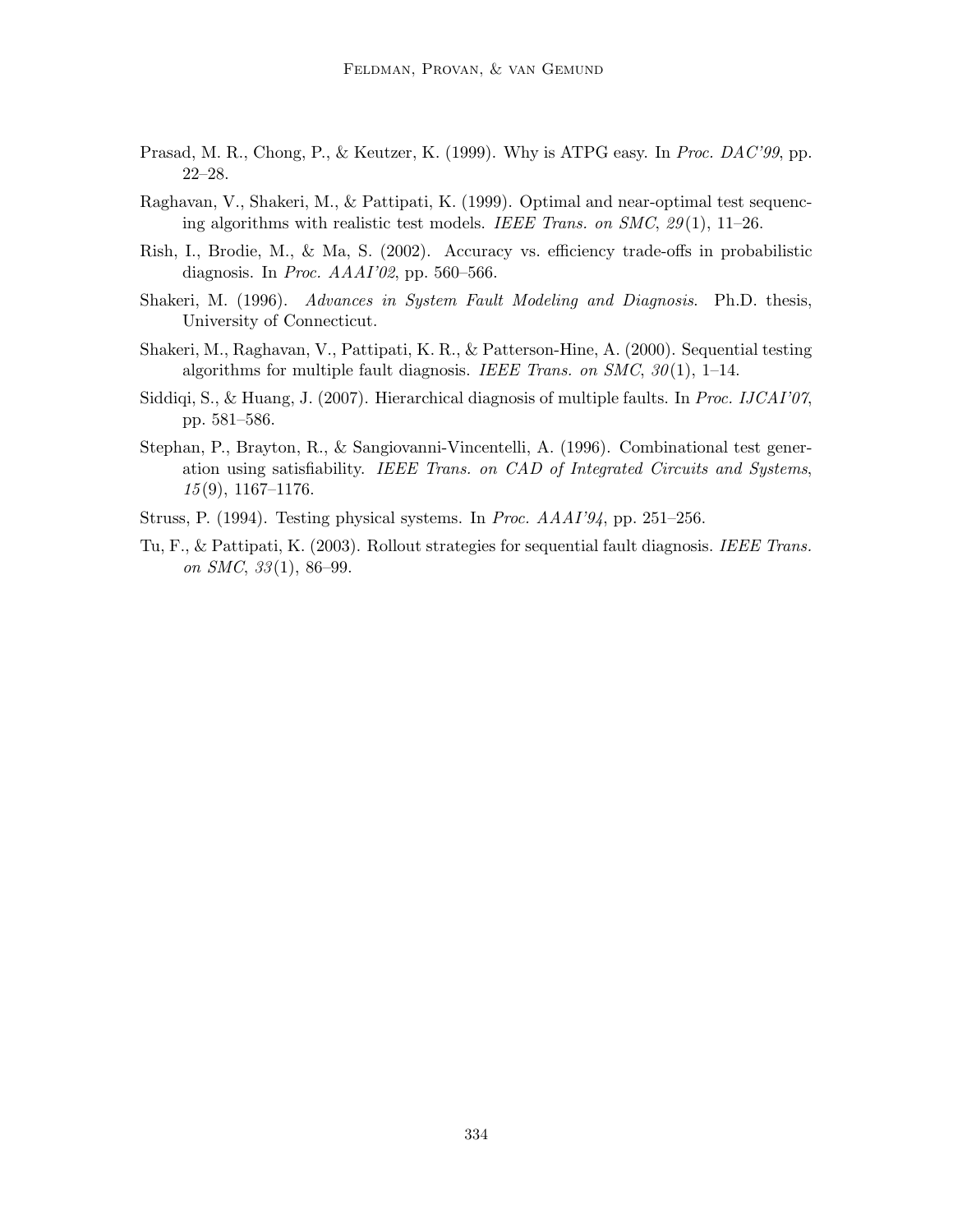Prasad, M. R., Chong, P., & Keutzer, K. (1999). Why is ATPG easy. In *Proc. DAC'99*, pp. 22–28.

Raghavan, V., Shakeri, M., & Pattipati, K. (1999). Optimal and near-optimal test sequencing algorithms with realistic test models. *IEEE Trans. on SMC*, *29*(1), 11–26.

Rish, I., Brodie, M., & Ma, S. (2002). Accuracy vs. efficiency trade-offs in probabilistic diagnosis. In *Proc. AAAI'02*, pp. 560–566.

Shakeri, M. (1996). *Advances in System Fault Modeling and Diagnosis*. Ph.D. thesis, University of Connecticut.

Shakeri, M., Raghavan, V., Pattipati, K. R., & Patterson-Hine, A. (2000). Sequential testing algorithms for multiple fault diagnosis. *IEEE Trans. on SMC*, *30*(1), 1–14.

Siddiqi, S., & Huang, J. (2007). Hierarchical diagnosis of multiple faults. In *Proc. IJCAI'07*, pp. 581–586.

Stephan, P., Brayton, R., & Sangiovanni-Vincentelli, A. (1996). Combinational test generation using satisfiability. *IEEE Trans. on CAD of Integrated Circuits and Systems*, *15*(9), 1167–1176.

Struss, P. (1994). Testing physical systems. In *Proc. AAAI'94*, pp. 251–256.

Tu, F., & Pattipati, K. (2003). Rollout strategies for sequential fault diagnosis. *IEEE Trans. on SMC*, *33*(1), 86–99.